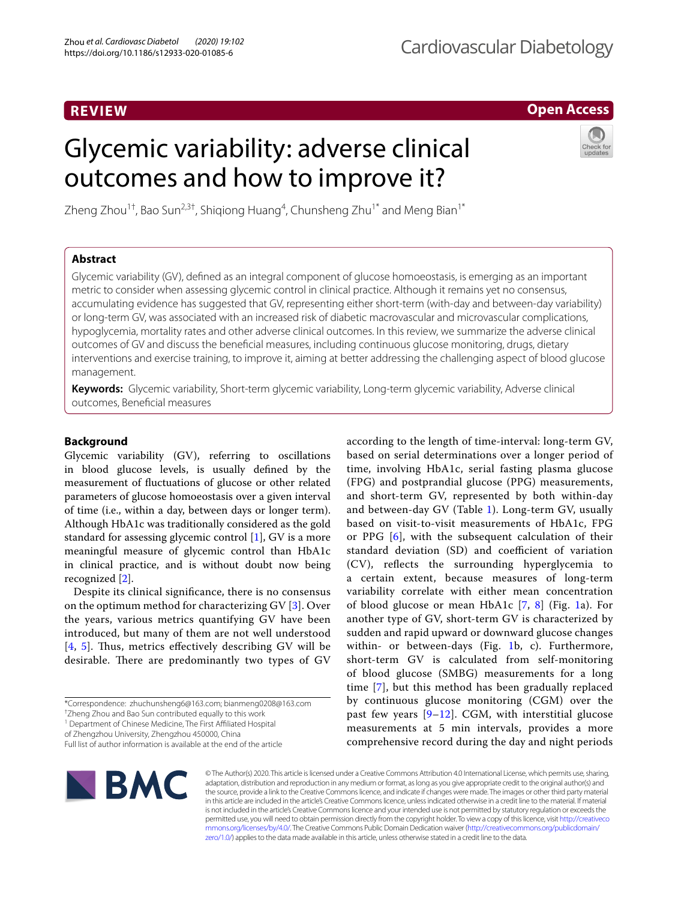REVIEW

Open Access

# Glycemic variability: adverse clinical outcomes and how to improve it?

Zheng Zhou[1†], Bao Sun[2,3†], Shiqiong Huang[4], Chunsheng Zhu[1*] and Meng Bian[1*]

## Abstract

Glycemic variability (GV), defined as an integral component of glucose homoeostasis, is emerging as an important metric to consider when assessing glycemic control in clinical practice. Although it remains yet no consensus, accumulating evidence has suggested that GV, representing either short-term (with-day and between-day variability) or long-term GV, was associated with an increased risk of diabetic macrovascular and microvascular complications, hypoglycemia, mortality rates and other adverse clinical outcomes. In this review, we summarize the adverse clinical outcomes of GV and discuss the beneficial measures, including continuous glucose monitoring, drugs, dietary interventions and exercise training, to improve it, aiming at better addressing the challenging aspect of blood glucose management.

**Keywords:** Glycemic variability, Short-term glycemic variability, Long-term glycemic variability, Adverse clinical outcomes, Beneficial measures

## Background

Glycemic variability (GV), referring to oscillations in blood glucose levels, is usually defined by the measurement of fluctuations of glucose or other related parameters of glucose homoeostasis over a given interval of time (i.e., within a day, between days or longer term). Although HbA1c was traditionally considered as the gold standard for assessing glycemic control [1], GV is a more meaningful measure of glycemic control than HbA1c in clinical practice, and is without doubt now being recognized [2].

Despite its clinical significance, there is no consensus on the optimum method for characterizing GV [3]. Over the years, various metrics quantifying GV have been introduced, but many of them are not well understood [4, 5]. Thus, metrics effectively describing GV will be desirable. There are predominantly two types of GV according to the length of time-interval: long-term GV, based on serial determinations over a longer period of time, involving HbA1c, serial fasting plasma glucose (FPG) and postprandial glucose (PPG) measurements, and short-term GV, represented by both within-day and between-day GV (Table 1). Long-term GV, usually based on visit-to-visit measurements of HbA1c, FPG or PPG [6], with the subsequent calculation of their standard deviation (SD) and coefficient of variation (CV), reflects the surrounding hyperglycemia to a certain extent, because measures of long-term variability correlate with either mean concentration of blood glucose or mean HbA1c [7, 8] (Fig. 1a). For another type of GV, short-term GV is characterized by sudden and rapid upward or downward glucose changes within- or between-days (Fig. 1b, c). Furthermore, short-term GV is calculated from self-monitoring of blood glucose (SMBG) measurements for a long time [7], but this method has been gradually replaced by continuous glucose monitoring (CGM) over the past few years [9–12]. CGM, with interstitial glucose measurements at 5 min intervals, provides a more comprehensive record during the day and night periods

*Correspondence: zhuchunsheng6@163.com; bianmeng0208@163.com
†Zheng Zhou and Bao Sun contributed equally to this work
[1] Department of Chinese Medicine, The First Affiliated Hospital of Zhengzhou University, Zhengzhou 450000, China
Full list of author information is available at the end of the article

© The Author(s) 2020. This article is licensed under a Creative Commons Attribution 4.0 International License, which permits use, sharing, adaptation, distribution and reproduction in any medium or format, as long as you give appropriate credit to the original author(s) and the source, provide a link to the Creative Commons licence, and indicate if changes were made. The images or other third party material in this article are included in the article's Creative Commons licence, unless indicated otherwise in a credit line to the material. If material is not included in the article's Creative Commons licence and your intended use is not permitted by statutory regulation or exceeds the permitted use, you will need to obtain permission directly from the copyright holder. To view a copy of this licence, visit http://creativecommons.org/licenses/by/4.0/. The Creative Commons Public Domain Dedication waiver (http://creativecommons.org/publicdomain/zero/1.0/) applies to the data made available in this article, unless otherwise stated in a credit line to the data.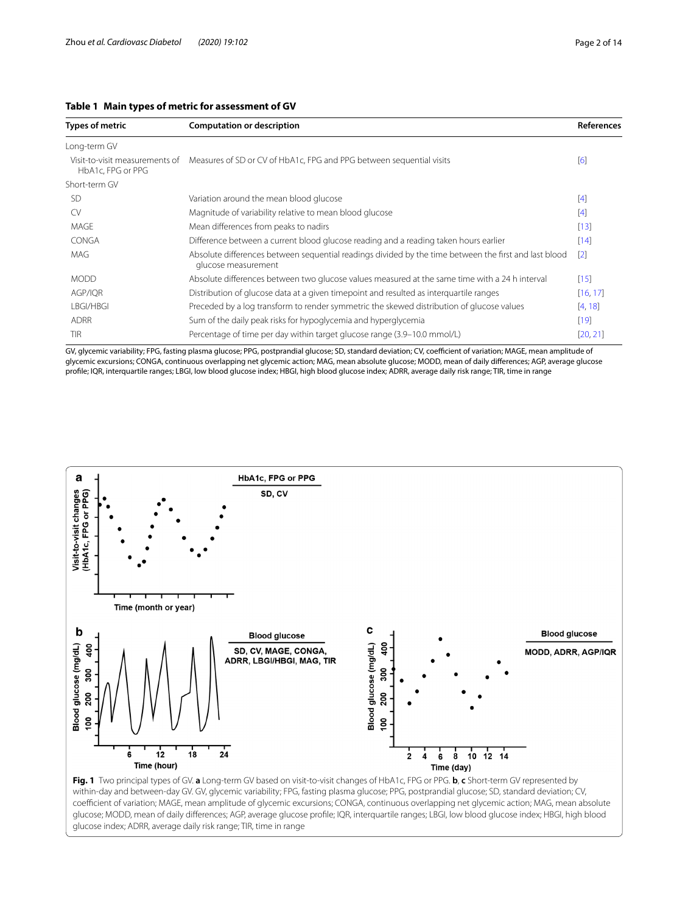**Table 1 Main types of metric for assessment of GV**

| Types of metric | Computation or description | References |
|---|---|---|
| Long-term GV | | |
| Visit-to-visit measurements of HbA1c, FPG or PPG | Measures of SD or CV of HbA1c, FPG and PPG between sequential visits | [6] |
| Short-term GV | | |
| SD | Variation around the mean blood glucose | [4] |
| CV | Magnitude of variability relative to mean blood glucose | [4] |
| MAGE | Mean differences from peaks to nadirs | [13] |
| CONGA | Difference between a current blood glucose reading and a reading taken hours earlier | [14] |
| MAG | Absolute differences between sequential readings divided by the time between the first and last blood glucose measurement | [2] |
| MODD | Absolute differences between two glucose values measured at the same time with a 24 h interval | [15] |
| AGP/IQR | Distribution of glucose data at a given timepoint and resulted as interquartile ranges | [16, 17] |
| LBGI/HBGI | Preceded by a log transform to render symmetric the skewed distribution of glucose values | [4, 18] |
| ADRR | Sum of the daily peak risks for hypoglycemia and hyperglycemia | [19] |
| TIR | Percentage of time per day within target glucose range (3.9–10.0 mmol/L) | [20, 21] |

GV, glycemic variability; FPG, fasting plasma glucose; PPG, postprandial glucose; SD, standard deviation; CV, coefficient of variation; MAGE, mean amplitude of glycemic excursions; CONGA, continuous overlapping net glycemic action; MAG, mean absolute glucose; MODD, mean of daily differences; AGP, average glucose profile; IQR, interquartile ranges; LBGI, low blood glucose index; HBGI, high blood glucose index; ADRR, average daily risk range; TIR, time in range

**Fig. 1** Two principal types of GV. **a** Long-term GV based on visit-to-visit changes of HbA1c, FPG or PPG. **b**, **c** Short-term GV represented by within-day and between-day GV. GV, glycemic variability; FPG, fasting plasma glucose; PPG, postprandial glucose; SD, standard deviation; CV, coefficient of variation; MAGE, mean amplitude of glycemic excursions; CONGA, continuous overlapping net glycemic action; MAG, mean absolute glucose; MODD, mean of daily differences; AGP, average glucose profile; IQR, interquartile ranges; LBGI, low blood glucose index; HBGI, high blood glucose index; ADRR, average daily risk range; TIR, time in range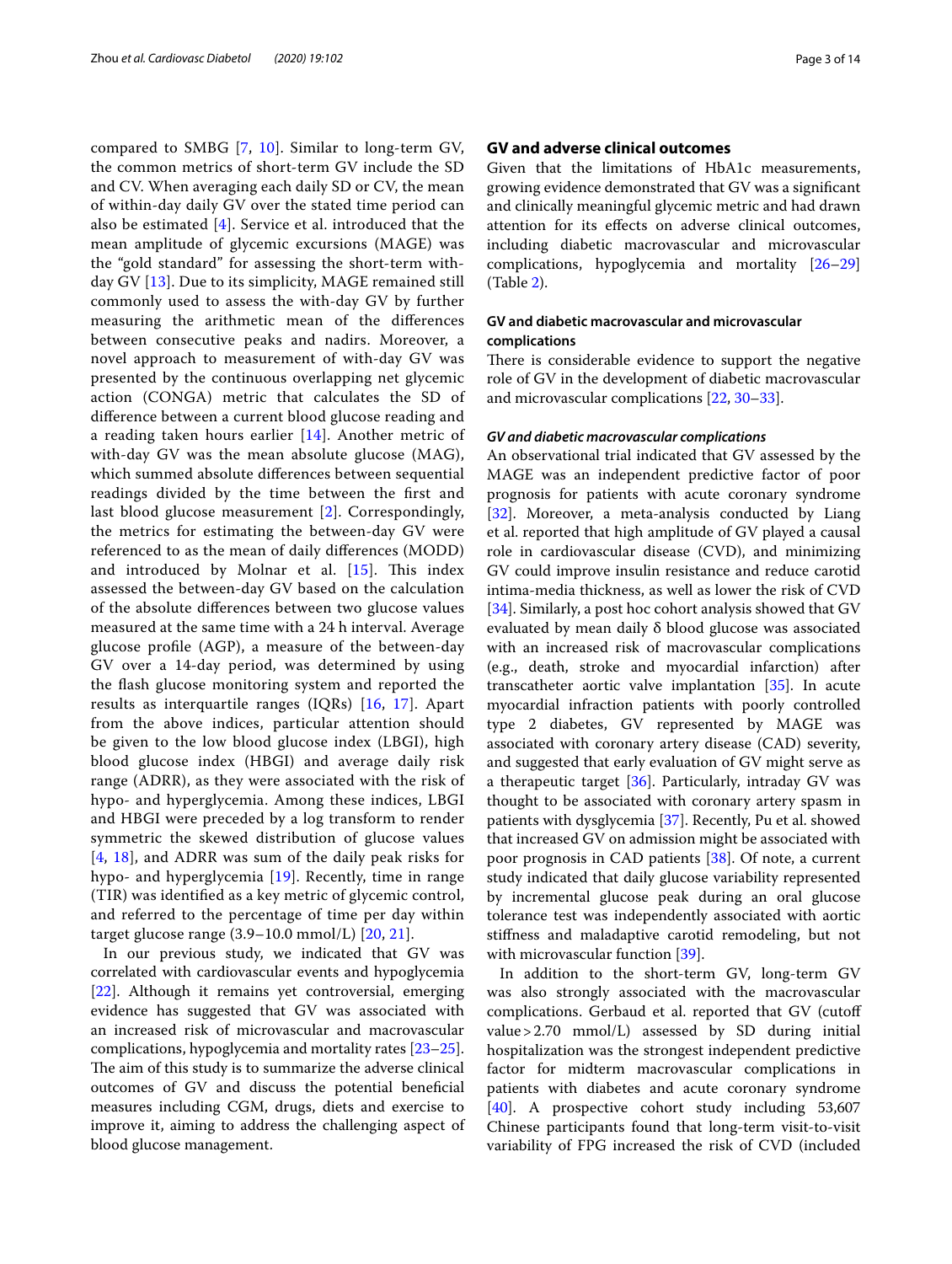compared to SMBG [7, 10]. Similar to long-term GV, the common metrics of short-term GV include the SD and CV. When averaging each daily SD or CV, the mean of within-day daily GV over the stated time period can also be estimated [4]. Service et al. introduced that the mean amplitude of glycemic excursions (MAGE) was the "gold standard" for assessing the short-term with-day GV [13]. Due to its simplicity, MAGE remained still commonly used to assess the with-day GV by further measuring the arithmetic mean of the differences between consecutive peaks and nadirs. Moreover, a novel approach to measurement of with-day GV was presented by the continuous overlapping net glycemic action (CONGA) metric that calculates the SD of difference between a current blood glucose reading and a reading taken hours earlier [14]. Another metric of with-day GV was the mean absolute glucose (MAG), which summed absolute differences between sequential readings divided by the time between the first and last blood glucose measurement [2]. Correspondingly, the metrics for estimating the between-day GV were referenced to as the mean of daily differences (MODD) and introduced by Molnar et al. [15]. This index assessed the between-day GV based on the calculation of the absolute differences between two glucose values measured at the same time with a 24 h interval. Average glucose profile (AGP), a measure of the between-day GV over a 14-day period, was determined by using the flash glucose monitoring system and reported the results as interquartile ranges (IQRs) [16, 17]. Apart from the above indices, particular attention should be given to the low blood glucose index (LBGI), high blood glucose index (HBGI) and average daily risk range (ADRR), as they were associated with the risk of hypo- and hyperglycemia. Among these indices, LBGI and HBGI were preceded by a log transform to render symmetric the skewed distribution of glucose values [4, 18], and ADRR was sum of the daily peak risks for hypo- and hyperglycemia [19]. Recently, time in range (TIR) was identified as a key metric of glycemic control, and referred to the percentage of time per day within target glucose range (3.9–10.0 mmol/L) [20, 21].

In our previous study, we indicated that GV was correlated with cardiovascular events and hypoglycemia [22]. Although it remains yet controversial, emerging evidence has suggested that GV was associated with an increased risk of microvascular and macrovascular complications, hypoglycemia and mortality rates [23–25]. The aim of this study is to summarize the adverse clinical outcomes of GV and discuss the potential beneficial measures including CGM, drugs, diets and exercise to improve it, aiming to address the challenging aspect of blood glucose management.

## GV and adverse clinical outcomes

Given that the limitations of HbA1c measurements, growing evidence demonstrated that GV was a significant and clinically meaningful glycemic metric and had drawn attention for its effects on adverse clinical outcomes, including diabetic macrovascular and microvascular complications, hypoglycemia and mortality [26–29] (Table 2).

### GV and diabetic macrovascular and microvascular complications

There is considerable evidence to support the negative role of GV in the development of diabetic macrovascular and microvascular complications [22, 30–33].

#### *GV and diabetic macrovascular complications*

An observational trial indicated that GV assessed by the MAGE was an independent predictive factor of poor prognosis for patients with acute coronary syndrome [32]. Moreover, a meta-analysis conducted by Liang et al. reported that high amplitude of GV played a causal role in cardiovascular disease (CVD), and minimizing GV could improve insulin resistance and reduce carotid intima-media thickness, as well as lower the risk of CVD [34]. Similarly, a post hoc cohort analysis showed that GV evaluated by mean daily δ blood glucose was associated with an increased risk of macrovascular complications (e.g., death, stroke and myocardial infarction) after transcatheter aortic valve implantation [35]. In acute myocardial infraction patients with poorly controlled type 2 diabetes, GV represented by MAGE was associated with coronary artery disease (CAD) severity, and suggested that early evaluation of GV might serve as a therapeutic target [36]. Particularly, intraday GV was thought to be associated with coronary artery spasm in patients with dysglycemia [37]. Recently, Pu et al. showed that increased GV on admission might be associated with poor prognosis in CAD patients [38]. Of note, a current study indicated that daily glucose variability represented by incremental glucose peak during an oral glucose tolerance test was independently associated with aortic stiffness and maladaptive carotid remodeling, but not with microvascular function [39].

In addition to the short-term GV, long-term GV was also strongly associated with the macrovascular complications. Gerbaud et al. reported that GV (cutoff value > 2.70 mmol/L) assessed by SD during initial hospitalization was the strongest independent predictive factor for midterm macrovascular complications in patients with diabetes and acute coronary syndrome [40]. A prospective cohort study including 53,607 Chinese participants found that long-term visit-to-visit variability of FPG increased the risk of CVD (included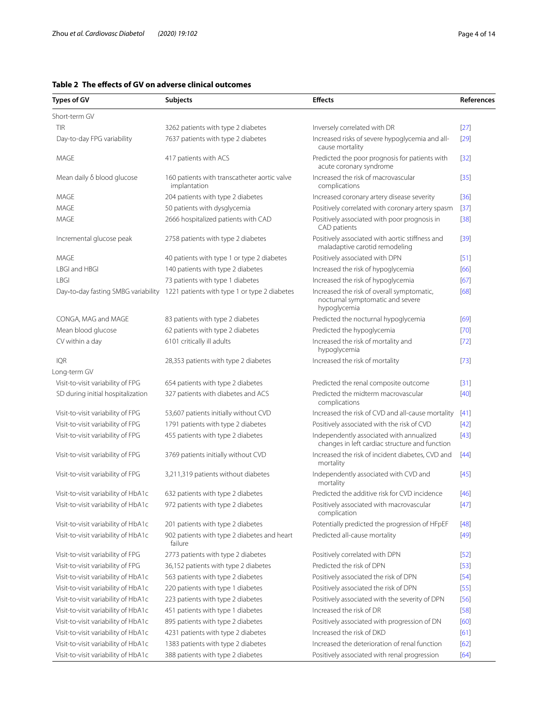**Table 2 The effects of GV on adverse clinical outcomes**

| Types of GV | Subjects | Effects | References |
|---|---|---|---|
| Short-term GV | | | |
| TIR | 3262 patients with type 2 diabetes | Inversely correlated with DR | [27] |
| Day-to-day FPG variability | 7637 patients with type 2 diabetes | Increased risks of severe hypoglycemia and all-cause mortality | [29] |
| MAGE | 417 patients with ACS | Predicted the poor prognosis for patients with acute coronary syndrome | [32] |
| Mean daily δ blood glucose | 160 patients with transcatheter aortic valve implantation | Increased the risk of macrovascular complications | [35] |
| MAGE | 204 patients with type 2 diabetes | Increased coronary artery disease severity | [36] |
| MAGE | 50 patients with dysglycemia | Positively correlated with coronary artery spasm | [37] |
| MAGE | 2666 hospitalized patients with CAD | Positively associated with poor prognosis in CAD patients | [38] |
| Incremental glucose peak | 2758 patients with type 2 diabetes | Positively associated with aortic stiffness and maladaptive carotid remodeling | [39] |
| MAGE | 40 patients with type 1 or type 2 diabetes | Positively associated with DPN | [51] |
| LBGI and HBGI | 140 patients with type 2 diabetes | Increased the risk of hypoglycemia | [66] |
| LBGI | 73 patients with type 1 diabetes | Increased the risk of hypoglycemia | [67] |
| Day-to-day fasting SMBG variability | 1221 patients with type 1 or type 2 diabetes | Increased the risk of overall symptomatic, nocturnal symptomatic and severe hypoglycemia | [68] |
| CONGA, MAG and MAGE | 83 patients with type 2 diabetes | Predicted the nocturnal hypoglycemia | [69] |
| Mean blood glucose | 62 patients with type 2 diabetes | Predicted the hypoglycemia | [70] |
| CV within a day | 6101 critically ill adults | Increased the risk of mortality and hypoglycemia | [72] |
| IQR | 28,353 patients with type 2 diabetes | Increased the risk of mortality | [73] |
| Long-term GV | | | |
| Visit-to-visit variability of FPG | 654 patients with type 2 diabetes | Predicted the renal composite outcome | [31] |
| SD during initial hospitalization | 327 patients with diabetes and ACS | Predicted the midterm macrovascular complications | [40] |
| Visit-to-visit variability of FPG | 53,607 patients initially without CVD | Increased the risk of CVD and all-cause mortality | [41] |
| Visit-to-visit variability of FPG | 1791 patients with type 2 diabetes | Positively associated with the risk of CVD | [42] |
| Visit-to-visit variability of FPG | 455 patients with type 2 diabetes | Independently associated with annualized changes in left cardiac structure and function | [43] |
| Visit-to-visit variability of FPG | 3769 patients initially without CVD | Increased the risk of incident diabetes, CVD and mortality | [44] |
| Visit-to-visit variability of FPG | 3,211,319 patients without diabetes | Independently associated with CVD and mortality | [45] |
| Visit-to-visit variability of HbA1c | 632 patients with type 2 diabetes | Predicted the additive risk for CVD incidence | [46] |
| Visit-to-visit variability of HbA1c | 972 patients with type 2 diabetes | Positively associated with macrovascular complication | [47] |
| Visit-to-visit variability of HbA1c | 201 patients with type 2 diabetes | Potentially predicted the progression of HFpEF | [48] |
| Visit-to-visit variability of HbA1c | 902 patients with type 2 diabetes and heart failure | Predicted all-cause mortality | [49] |
| Visit-to-visit variability of FPG | 2773 patients with type 2 diabetes | Positively correlated with DPN | [52] |
| Visit-to-visit variability of FPG | 36,152 patients with type 2 diabetes | Predicted the risk of DPN | [53] |
| Visit-to-visit variability of HbA1c | 563 patients with type 2 diabetes | Positively associated the risk of DPN | [54] |
| Visit-to-visit variability of HbA1c | 220 patients with type 1 diabetes | Positively associated the risk of DPN | [55] |
| Visit-to-visit variability of HbA1c | 223 patients with type 2 diabetes | Positively associated with the severity of DPN | [56] |
| Visit-to-visit variability of HbA1c | 451 patients with type 1 diabetes | Increased the risk of DR | [58] |
| Visit-to-visit variability of HbA1c | 895 patients with type 2 diabetes | Positively associated with progression of DN | [60] |
| Visit-to-visit variability of HbA1c | 4231 patients with type 2 diabetes | Increased the risk of DKD | [61] |
| Visit-to-visit variability of HbA1c | 1383 patients with type 2 diabetes | Increased the deterioration of renal function | [62] |
| Visit-to-visit variability of HbA1c | 388 patients with type 2 diabetes | Positively associated with renal progression | [64] |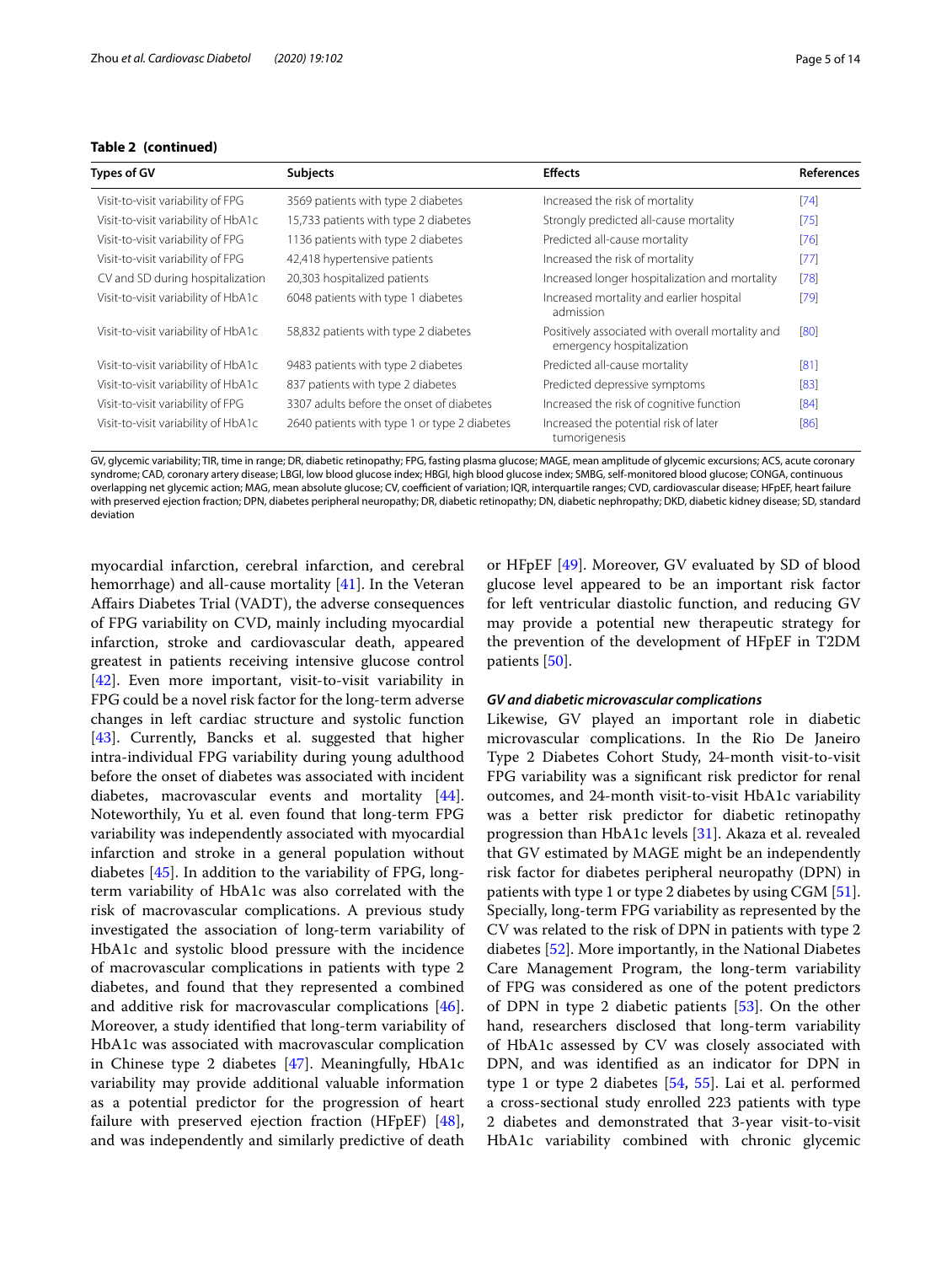**Table 2 (continued)**

| Types of GV | Subjects | Effects | References |
|---|---|---|---|
| Visit-to-visit variability of FPG | 3569 patients with type 2 diabetes | Increased the risk of mortality | [74] |
| Visit-to-visit variability of HbA1c | 15,733 patients with type 2 diabetes | Strongly predicted all-cause mortality | [75] |
| Visit-to-visit variability of FPG | 1136 patients with type 2 diabetes | Predicted all-cause mortality | [76] |
| Visit-to-visit variability of FPG | 42,418 hypertensive patients | Increased the risk of mortality | [77] |
| CV and SD during hospitalization | 20,303 hospitalized patients | Increased longer hospitalization and mortality | [78] |
| Visit-to-visit variability of HbA1c | 6048 patients with type 1 diabetes | Increased mortality and earlier hospital admission | [79] |
| Visit-to-visit variability of HbA1c | 58,832 patients with type 2 diabetes | Positively associated with overall mortality and emergency hospitalization | [80] |
| Visit-to-visit variability of HbA1c | 9483 patients with type 2 diabetes | Predicted all-cause mortality | [81] |
| Visit-to-visit variability of HbA1c | 837 patients with type 2 diabetes | Predicted depressive symptoms | [83] |
| Visit-to-visit variability of FPG | 3307 adults before the onset of diabetes | Increased the risk of cognitive function | [84] |
| Visit-to-visit variability of HbA1c | 2640 patients with type 1 or type 2 diabetes | Increased the potential risk of later tumorigenesis | [86] |

GV, glycemic variability; TIR, time in range; DR, diabetic retinopathy; FPG, fasting plasma glucose; MAGE, mean amplitude of glycemic excursions; ACS, acute coronary syndrome; CAD, coronary artery disease; LBGI, low blood glucose index; HBGI, high blood glucose index; SMBG, self-monitored blood glucose; CONGA, continuous overlapping net glycemic action; MAG, mean absolute glucose; CV, coefficient of variation; IQR, interquartile ranges; CVD, cardiovascular disease; HFpEF, heart failure with preserved ejection fraction; DPN, diabetes peripheral neuropathy; DR, diabetic retinopathy; DN, diabetic nephropathy; DKD, diabetic kidney disease; SD, standard deviation

myocardial infarction, cerebral infarction, and cerebral hemorrhage) and all-cause mortality [41]. In the Veteran Affairs Diabetes Trial (VADT), the adverse consequences of FPG variability on CVD, mainly including myocardial infarction, stroke and cardiovascular death, appeared greatest in patients receiving intensive glucose control [42]. Even more important, visit-to-visit variability in FPG could be a novel risk factor for the long-term adverse changes in left cardiac structure and systolic function [43]. Currently, Bancks et al. suggested that higher intra-individual FPG variability during young adulthood before the onset of diabetes was associated with incident diabetes, macrovascular events and mortality [44]. Noteworthily, Yu et al. even found that long-term FPG variability was independently associated with myocardial infarction and stroke in a general population without diabetes [45]. In addition to the variability of FPG, long-term variability of HbA1c was also correlated with the risk of macrovascular complications. A previous study investigated the association of long-term variability of HbA1c and systolic blood pressure with the incidence of macrovascular complications in patients with type 2 diabetes, and found that they represented a combined and additive risk for macrovascular complications [46]. Moreover, a study identified that long-term variability of HbA1c was associated with macrovascular complication in Chinese type 2 diabetes [47]. Meaningfully, HbA1c variability may provide additional valuable information as a potential predictor for the progression of heart failure with preserved ejection fraction (HFpEF) [48], and was independently and similarly predictive of death or HFpEF [49]. Moreover, GV evaluated by SD of blood glucose level appeared to be an important risk factor for left ventricular diastolic function, and reducing GV may provide a potential new therapeutic strategy for the prevention of the development of HFpEF in T2DM patients [50].

### *GV and diabetic microvascular complications*

Likewise, GV played an important role in diabetic microvascular complications. In the Rio De Janeiro Type 2 Diabetes Cohort Study, 24-month visit-to-visit FPG variability was a significant risk predictor for renal outcomes, and 24-month visit-to-visit HbA1c variability was a better risk predictor for diabetic retinopathy progression than HbA1c levels [31]. Akaza et al. revealed that GV estimated by MAGE might be an independently risk factor for diabetes peripheral neuropathy (DPN) in patients with type 1 or type 2 diabetes by using CGM [51]. Specially, long-term FPG variability as represented by the CV was related to the risk of DPN in patients with type 2 diabetes [52]. More importantly, in the National Diabetes Care Management Program, the long-term variability of FPG was considered as one of the potent predictors of DPN in type 2 diabetic patients [53]. On the other hand, researchers disclosed that long-term variability of HbA1c assessed by CV was closely associated with DPN, and was identified as an indicator for DPN in type 1 or type 2 diabetes [54, 55]. Lai et al. performed a cross-sectional study enrolled 223 patients with type 2 diabetes and demonstrated that 3-year visit-to-visit HbA1c variability combined with chronic glycemic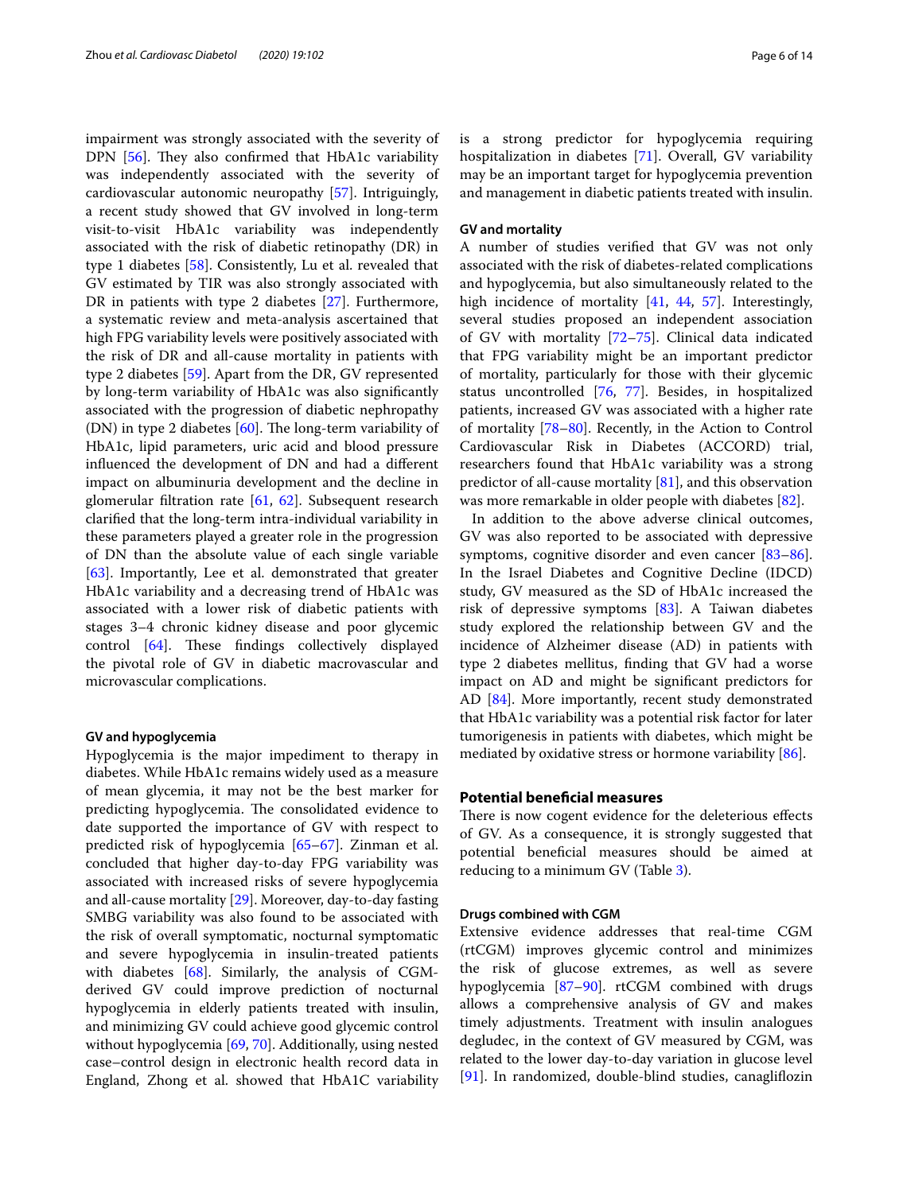impairment was strongly associated with the severity of DPN [56]. They also confirmed that HbA1c variability was independently associated with the severity of cardiovascular autonomic neuropathy [57]. Intriguingly, a recent study showed that GV involved in long-term visit-to-visit HbA1c variability was independently associated with the risk of diabetic retinopathy (DR) in type 1 diabetes [58]. Consistently, Lu et al. revealed that GV estimated by TIR was also strongly associated with DR in patients with type 2 diabetes [27]. Furthermore, a systematic review and meta-analysis ascertained that high FPG variability levels were positively associated with the risk of DR and all-cause mortality in patients with type 2 diabetes [59]. Apart from the DR, GV represented by long-term variability of HbA1c was also significantly associated with the progression of diabetic nephropathy (DN) in type 2 diabetes [60]. The long-term variability of HbA1c, lipid parameters, uric acid and blood pressure influenced the development of DN and had a different impact on albuminuria development and the decline in glomerular filtration rate [61, 62]. Subsequent research clarified that the long-term intra-individual variability in these parameters played a greater role in the progression of DN than the absolute value of each single variable [63]. Importantly, Lee et al. demonstrated that greater HbA1c variability and a decreasing trend of HbA1c was associated with a lower risk of diabetic patients with stages 3–4 chronic kidney disease and poor glycemic control [64]. These findings collectively displayed the pivotal role of GV in diabetic macrovascular and microvascular complications.

#### GV and hypoglycemia

Hypoglycemia is the major impediment to therapy in diabetes. While HbA1c remains widely used as a measure of mean glycemia, it may not be the best marker for predicting hypoglycemia. The consolidated evidence to date supported the importance of GV with respect to predicted risk of hypoglycemia [65–67]. Zinman et al. concluded that higher day-to-day FPG variability was associated with increased risks of severe hypoglycemia and all-cause mortality [29]. Moreover, day-to-day fasting SMBG variability was also found to be associated with the risk of overall symptomatic, nocturnal symptomatic and severe hypoglycemia in insulin-treated patients with diabetes [68]. Similarly, the analysis of CGM-derived GV could improve prediction of nocturnal hypoglycemia in elderly patients treated with insulin, and minimizing GV could achieve good glycemic control without hypoglycemia [69, 70]. Additionally, using nested case–control design in electronic health record data in England, Zhong et al. showed that HbA1C variability is a strong predictor for hypoglycemia requiring hospitalization in diabetes [71]. Overall, GV variability may be an important target for hypoglycemia prevention and management in diabetic patients treated with insulin.

#### GV and mortality

A number of studies verified that GV was not only associated with the risk of diabetes-related complications and hypoglycemia, but also simultaneously related to the high incidence of mortality [41, 44, 57]. Interestingly, several studies proposed an independent association of GV with mortality [72–75]. Clinical data indicated that FPG variability might be an important predictor of mortality, particularly for those with their glycemic status uncontrolled [76, 77]. Besides, in hospitalized patients, increased GV was associated with a higher rate of mortality [78–80]. Recently, in the Action to Control Cardiovascular Risk in Diabetes (ACCORD) trial, researchers found that HbA1c variability was a strong predictor of all-cause mortality [81], and this observation was more remarkable in older people with diabetes [82].

In addition to the above adverse clinical outcomes, GV was also reported to be associated with depressive symptoms, cognitive disorder and even cancer [83–86]. In the Israel Diabetes and Cognitive Decline (IDCD) study, GV measured as the SD of HbA1c increased the risk of depressive symptoms [83]. A Taiwan diabetes study explored the relationship between GV and the incidence of Alzheimer disease (AD) in patients with type 2 diabetes mellitus, finding that GV had a worse impact on AD and might be significant predictors for AD [84]. More importantly, recent study demonstrated that HbA1c variability was a potential risk factor for later tumorigenesis in patients with diabetes, which might be mediated by oxidative stress or hormone variability [86].

### Potential beneficial measures

There is now cogent evidence for the deleterious effects of GV. As a consequence, it is strongly suggested that potential beneficial measures should be aimed at reducing to a minimum GV (Table 3).

#### Drugs combined with CGM

Extensive evidence addresses that real-time CGM (rtCGM) improves glycemic control and minimizes the risk of glucose extremes, as well as severe hypoglycemia [87–90]. rtCGM combined with drugs allows a comprehensive analysis of GV and makes timely adjustments. Treatment with insulin analogues degludec, in the context of GV measured by CGM, was related to the lower day-to-day variation in glucose level [91]. In randomized, double-blind studies, canagliflozin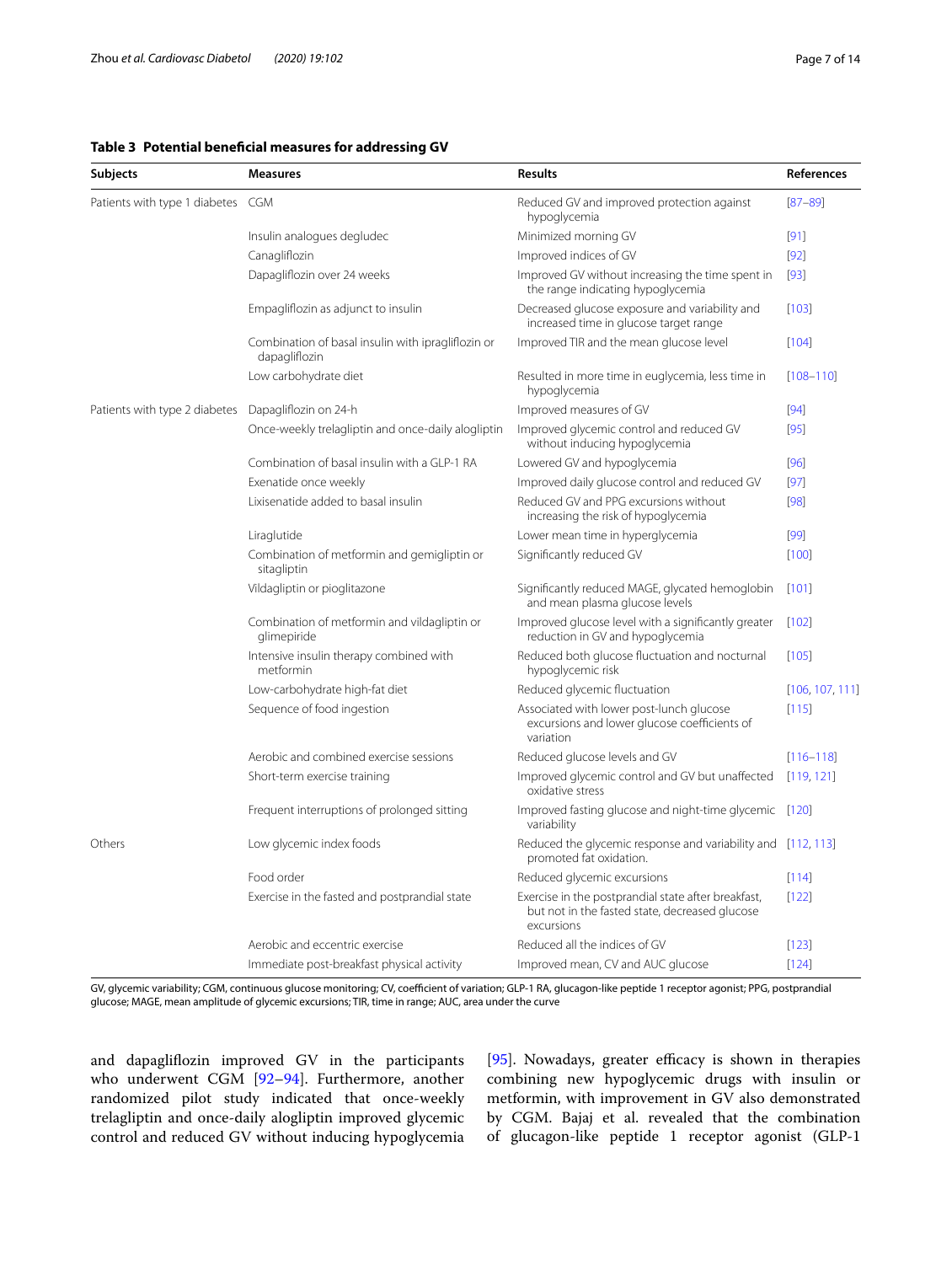**Table 3 Potential beneficial measures for addressing GV**

| Subjects | Measures | Results | References |
|---|---|---|---|
| Patients with type 1 diabetes | CGM | Reduced GV and improved protection against hypoglycemia | [87–89] |
| | Insulin analogues degludec | Minimized morning GV | [91] |
| | Canagliflozin | Improved indices of GV | [92] |
| | Dapagliflozin over 24 weeks | Improved GV without increasing the time spent in the range indicating hypoglycemia | [93] |
| | Empagliflozin as adjunct to insulin | Decreased glucose exposure and variability and increased time in glucose target range | [103] |
| | Combination of basal insulin with ipragliflozin or dapagliflozin | Improved TIR and the mean glucose level | [104] |
| | Low carbohydrate diet | Resulted in more time in euglycemia, less time in hypoglycemia | [108–110] |
| Patients with type 2 diabetes | Dapagliflozin on 24-h | Improved measures of GV | [94] |
| | Once-weekly trelagliptin and once-daily alogliptin | Improved glycemic control and reduced GV without inducing hypoglycemia | [95] |
| | Combination of basal insulin with a GLP-1 RA | Lowered GV and hypoglycemia | [96] |
| | Exenatide once weekly | Improved daily glucose control and reduced GV | [97] |
| | Lixisenatide added to basal insulin | Reduced GV and PPG excursions without increasing the risk of hypoglycemia | [98] |
| | Liraglutide | Lower mean time in hyperglycemia | [99] |
| | Combination of metformin and gemigliptin or sitagliptin | Significantly reduced GV | [100] |
| | Vildagliptin or pioglitazone | Significantly reduced MAGE, glycated hemoglobin and mean plasma glucose levels | [101] |
| | Combination of metformin and vildagliptin or glimepiride | Improved glucose level with a significantly greater reduction in GV and hypoglycemia | [102] |
| | Intensive insulin therapy combined with metformin | Reduced both glucose fluctuation and nocturnal hypoglycemic risk | [105] |
| | Low-carbohydrate high-fat diet | Reduced glycemic fluctuation | [106, 107, 111] |
| | Sequence of food ingestion | Associated with lower post-lunch glucose excursions and lower glucose coefficients of variation | [115] |
| | Aerobic and combined exercise sessions | Reduced glucose levels and GV | [116–118] |
| | Short-term exercise training | Improved glycemic control and GV but unaffected oxidative stress | [119, 121] |
| | Frequent interruptions of prolonged sitting | Improved fasting glucose and night-time glycemic variability | [120] |
| Others | Low glycemic index foods | Reduced the glycemic response and variability and promoted fat oxidation. | [112, 113] |
| | Food order | Reduced glycemic excursions | [114] |
| | Exercise in the fasted and postprandial state | Exercise in the postprandial state after breakfast, but not in the fasted state, decreased glucose excursions | [122] |
| | Aerobic and eccentric exercise | Reduced all the indices of GV | [123] |
| | Immediate post-breakfast physical activity | Improved mean, CV and AUC glucose | [124] |

GV, glycemic variability; CGM, continuous glucose monitoring; CV, coefficient of variation; GLP-1 RA, glucagon-like peptide 1 receptor agonist; PPG, postprandial glucose; MAGE, mean amplitude of glycemic excursions; TIR, time in range; AUC, area under the curve

and dapagliflozin improved GV in the participants who underwent CGM [92–94]. Furthermore, another randomized pilot study indicated that once-weekly trelagliptin and once-daily alogliptin improved glycemic control and reduced GV without inducing hypoglycemia [95]. Nowadays, greater efficacy is shown in therapies combining new hypoglycemic drugs with insulin or metformin, with improvement in GV also demonstrated by CGM. Bajaj et al. revealed that the combination of glucagon-like peptide 1 receptor agonist (GLP-1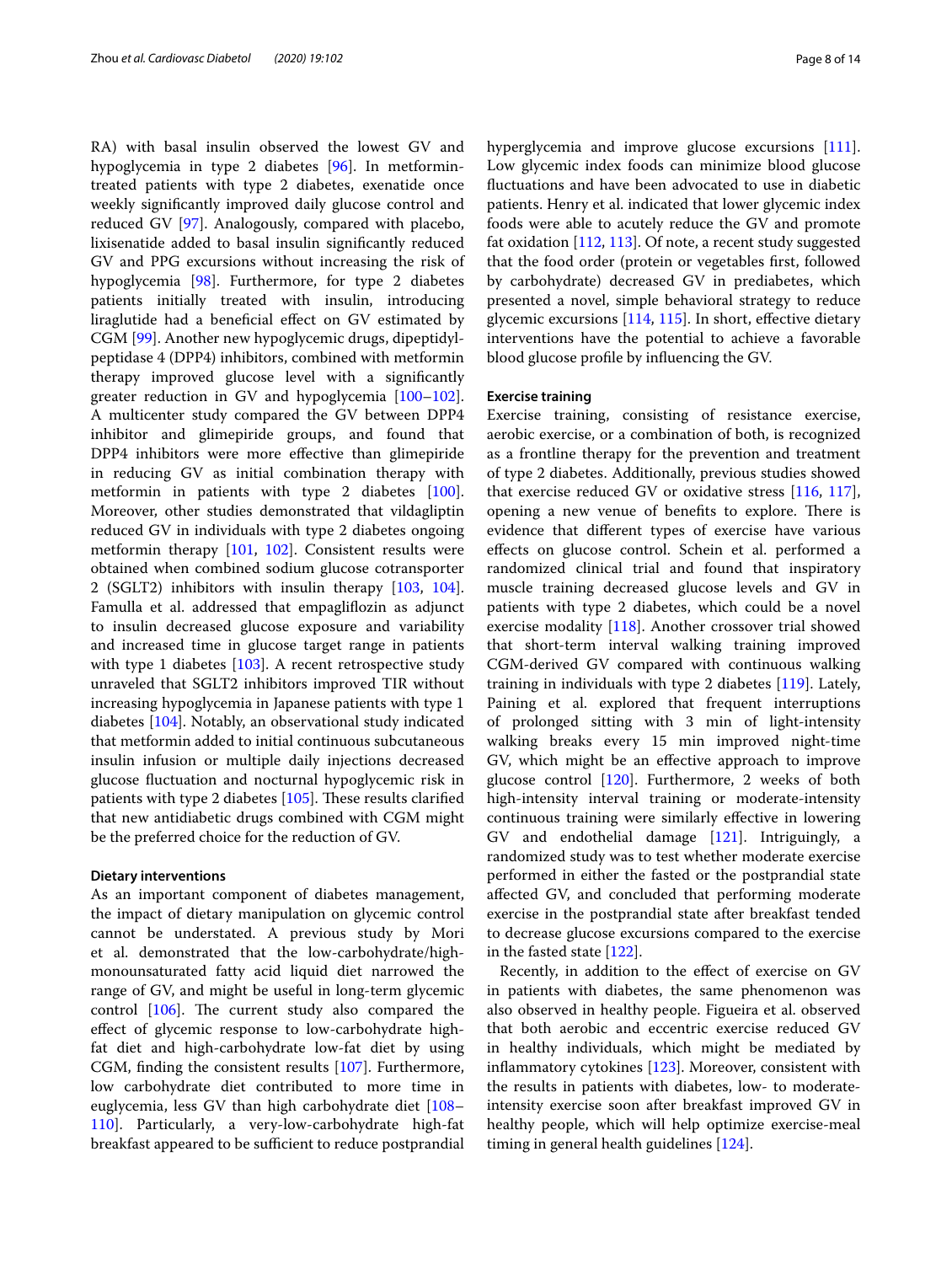RA) with basal insulin observed the lowest GV and hypoglycemia in type 2 diabetes [96]. In metformin-treated patients with type 2 diabetes, exenatide once weekly significantly improved daily glucose control and reduced GV [97]. Analogously, compared with placebo, lixisenatide added to basal insulin significantly reduced GV and PPG excursions without increasing the risk of hypoglycemia [98]. Furthermore, for type 2 diabetes patients initially treated with insulin, introducing liraglutide had a beneficial effect on GV estimated by CGM [99]. Another new hypoglycemic drugs, dipeptidyl-peptidase 4 (DPP4) inhibitors, combined with metformin therapy improved glucose level with a significantly greater reduction in GV and hypoglycemia [100–102]. A multicenter study compared the GV between DPP4 inhibitor and glimepiride groups, and found that DPP4 inhibitors were more effective than glimepiride in reducing GV as initial combination therapy with metformin in patients with type 2 diabetes [100]. Moreover, other studies demonstrated that vildagliptin reduced GV in individuals with type 2 diabetes ongoing metformin therapy [101, 102]. Consistent results were obtained when combined sodium glucose cotransporter 2 (SGLT2) inhibitors with insulin therapy [103, 104]. Famulla et al. addressed that empagliflozin as adjunct to insulin decreased glucose exposure and variability and increased time in glucose target range in patients with type 1 diabetes [103]. A recent retrospective study unraveled that SGLT2 inhibitors improved TIR without increasing hypoglycemia in Japanese patients with type 1 diabetes [104]. Notably, an observational study indicated that metformin added to initial continuous subcutaneous insulin infusion or multiple daily injections decreased glucose fluctuation and nocturnal hypoglycemic risk in patients with type 2 diabetes [105]. These results clarified that new antidiabetic drugs combined with CGM might be the preferred choice for the reduction of GV.

#### Dietary interventions

As an important component of diabetes management, the impact of dietary manipulation on glycemic control cannot be understated. A previous study by Mori et al. demonstrated that the low-carbohydrate/high-monounsaturated fatty acid liquid diet narrowed the range of GV, and might be useful in long-term glycemic control [106]. The current study also compared the effect of glycemic response to low-carbohydrate high-fat diet and high-carbohydrate low-fat diet by using CGM, finding the consistent results [107]. Furthermore, low carbohydrate diet contributed to more time in euglycemia, less GV than high carbohydrate diet [108–110]. Particularly, a very-low-carbohydrate high-fat breakfast appeared to be sufficient to reduce postprandial hyperglycemia and improve glucose excursions [111]. Low glycemic index foods can minimize blood glucose fluctuations and have been advocated to use in diabetic patients. Henry et al. indicated that lower glycemic index foods were able to acutely reduce the GV and promote fat oxidation [112, 113]. Of note, a recent study suggested that the food order (protein or vegetables first, followed by carbohydrate) decreased GV in prediabetes, which presented a novel, simple behavioral strategy to reduce glycemic excursions [114, 115]. In short, effective dietary interventions have the potential to achieve a favorable blood glucose profile by influencing the GV.

#### Exercise training

Exercise training, consisting of resistance exercise, aerobic exercise, or a combination of both, is recognized as a frontline therapy for the prevention and treatment of type 2 diabetes. Additionally, previous studies showed that exercise reduced GV or oxidative stress [116, 117], opening a new venue of benefits to explore. There is evidence that different types of exercise have various effects on glucose control. Schein et al. performed a randomized clinical trial and found that inspiratory muscle training decreased glucose levels and GV in patients with type 2 diabetes, which could be a novel exercise modality [118]. Another crossover trial showed that short-term interval walking training improved CGM-derived GV compared with continuous walking training in individuals with type 2 diabetes [119]. Lately, Paining et al. explored that frequent interruptions of prolonged sitting with 3 min of light-intensity walking breaks every 15 min improved night-time GV, which might be an effective approach to improve glucose control [120]. Furthermore, 2 weeks of both high-intensity interval training or moderate-intensity continuous training were similarly effective in lowering GV and endothelial damage [121]. Intriguingly, a randomized study was to test whether moderate exercise performed in either the fasted or the postprandial state affected GV, and concluded that performing moderate exercise in the postprandial state after breakfast tended to decrease glucose excursions compared to the exercise in the fasted state [122].

Recently, in addition to the effect of exercise on GV in patients with diabetes, the same phenomenon was also observed in healthy people. Figueira et al. observed that both aerobic and eccentric exercise reduced GV in healthy individuals, which might be mediated by inflammatory cytokines [123]. Moreover, consistent with the results in patients with diabetes, low- to moderate-intensity exercise soon after breakfast improved GV in healthy people, which will help optimize exercise-meal timing in general health guidelines [124].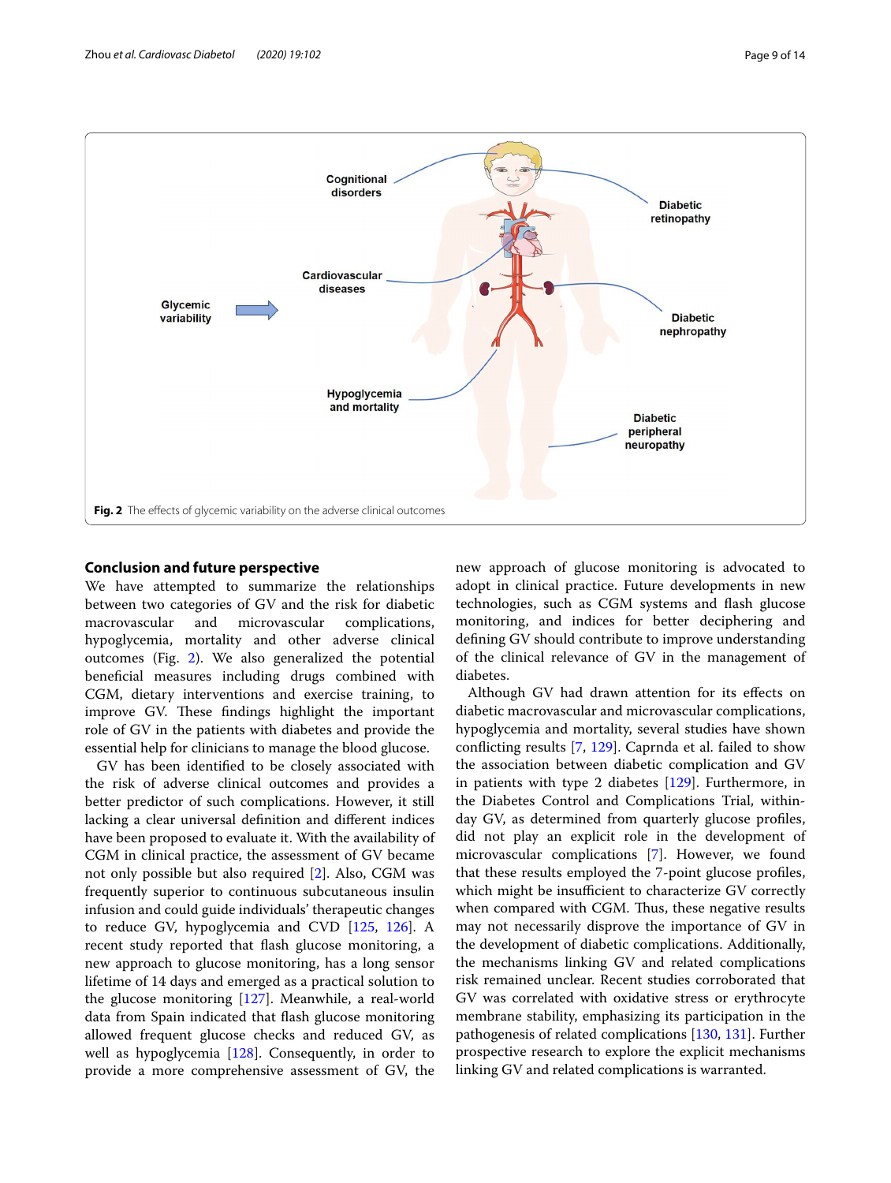Fig. 2 The effects of glycemic variability on the adverse clinical outcomes

## Conclusion and future perspective

We have attempted to summarize the relationships between two categories of GV and the risk for diabetic macrovascular and microvascular complications, hypoglycemia, mortality and other adverse clinical outcomes (Fig. 2). We also generalized the potential beneficial measures including drugs combined with CGM, dietary interventions and exercise training, to improve GV. These findings highlight the important role of GV in the patients with diabetes and provide the essential help for clinicians to manage the blood glucose.

GV has been identified to be closely associated with the risk of adverse clinical outcomes and provides a better predictor of such complications. However, it still lacking a clear universal definition and different indices have been proposed to evaluate it. With the availability of CGM in clinical practice, the assessment of GV became not only possible but also required [2]. Also, CGM was frequently superior to continuous subcutaneous insulin infusion and could guide individuals' therapeutic changes to reduce GV, hypoglycemia and CVD [125, 126]. A recent study reported that flash glucose monitoring, a new approach to glucose monitoring, has a long sensor lifetime of 14 days and emerged as a practical solution to the glucose monitoring [127]. Meanwhile, a real-world data from Spain indicated that flash glucose monitoring allowed frequent glucose checks and reduced GV, as well as hypoglycemia [128]. Consequently, in order to provide a more comprehensive assessment of GV, the new approach of glucose monitoring is advocated to adopt in clinical practice. Future developments in new technologies, such as CGM systems and flash glucose monitoring, and indices for better deciphering and defining GV should contribute to improve understanding of the clinical relevance of GV in the management of diabetes.

Although GV had drawn attention for its effects on diabetic macrovascular and microvascular complications, hypoglycemia and mortality, several studies have shown conflicting results [7, 129]. Caprnda et al. failed to show the association between diabetic complication and GV in patients with type 2 diabetes [129]. Furthermore, in the Diabetes Control and Complications Trial, within-day GV, as determined from quarterly glucose profiles, did not play an explicit role in the development of microvascular complications [7]. However, we found that these results employed the 7-point glucose profiles, which might be insufficient to characterize GV correctly when compared with CGM. Thus, these negative results may not necessarily disprove the importance of GV in the development of diabetic complications. Additionally, the mechanisms linking GV and related complications risk remained unclear. Recent studies corroborated that GV was correlated with oxidative stress or erythrocyte membrane stability, emphasizing its participation in the pathogenesis of related complications [130, 131]. Further prospective research to explore the explicit mechanisms linking GV and related complications is warranted.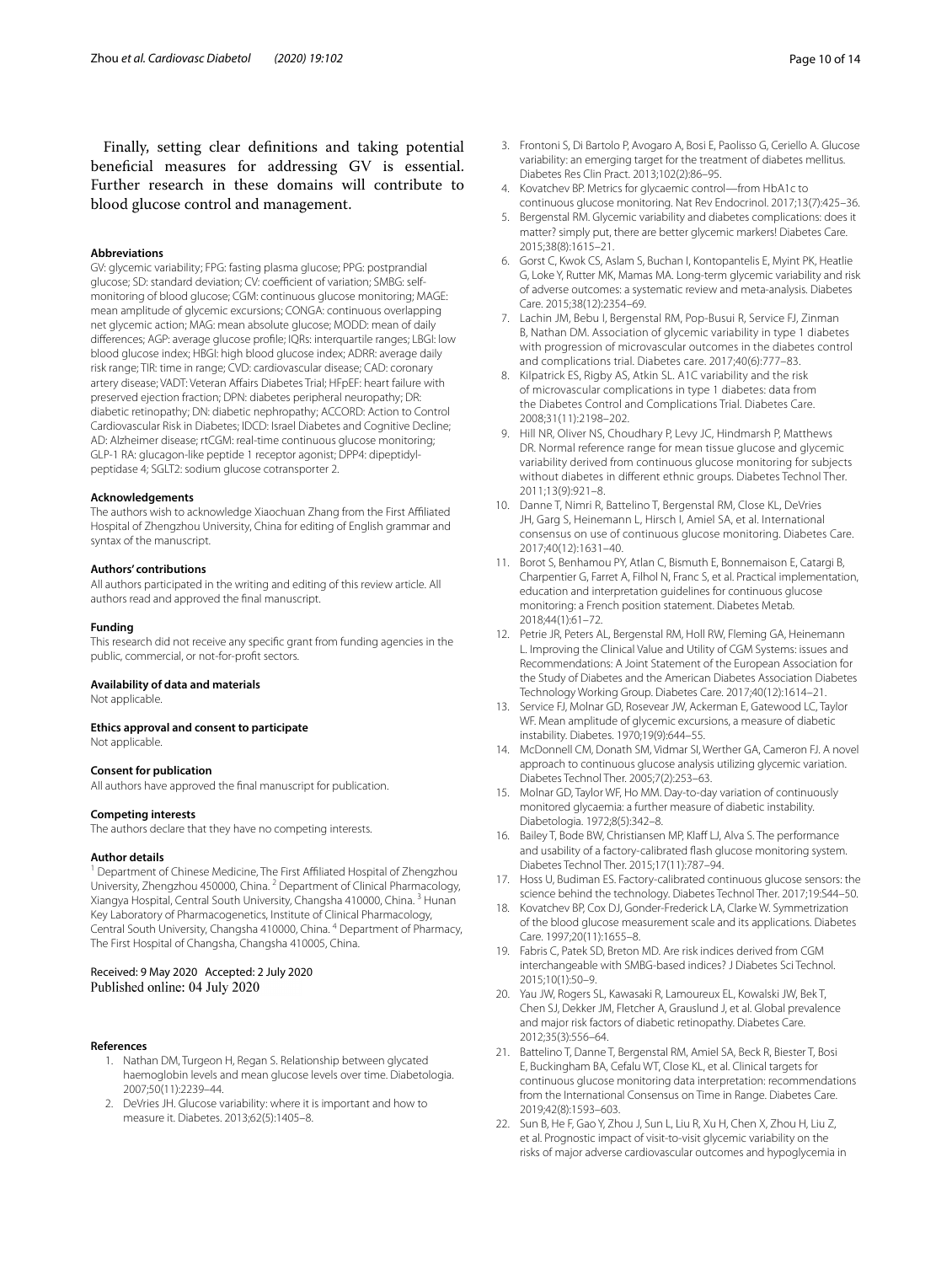Finally, setting clear definitions and taking potential beneficial measures for addressing GV is essential. Further research in these domains will contribute to blood glucose control and management.

#### Abbreviations

GV: glycemic variability; FPG: fasting plasma glucose; PPG: postprandial glucose; SD: standard deviation; CV: coefficient of variation; SMBG: self-monitoring of blood glucose; CGM: continuous glucose monitoring; MAGE: mean amplitude of glycemic excursions; CONGA: continuous overlapping net glycemic action; MAG: mean absolute glucose; MODD: mean of daily differences; AGP: average glucose profile; IQRs: interquartile ranges; LBGI: low blood glucose index; HBGI: high blood glucose index; ADRR: average daily risk range; TIR: time in range; CVD: cardiovascular disease; CAD: coronary artery disease; VADT: Veteran Affairs Diabetes Trial; HFpEF: heart failure with preserved ejection fraction; DPN: diabetes peripheral neuropathy; DR: diabetic retinopathy; DN: diabetic nephropathy; ACCORD: Action to Control Cardiovascular Risk in Diabetes; IDCD: Israel Diabetes and Cognitive Decline; AD: Alzheimer disease; rtCGM: real-time continuous glucose monitoring; GLP-1 RA: glucagon-like peptide 1 receptor agonist; DPP4: dipeptidyl-peptidase 4; SGLT2: sodium glucose cotransporter 2.

#### Acknowledgements

The authors wish to acknowledge Xiaochuan Zhang from the First Affiliated Hospital of Zhengzhou University, China for editing of English grammar and syntax of the manuscript.

#### Authors' contributions

All authors participated in the writing and editing of this review article. All authors read and approved the final manuscript.

#### Funding

This research did not receive any specific grant from funding agencies in the public, commercial, or not-for-profit sectors.

#### Availability of data and materials

Not applicable.

#### Ethics approval and consent to participate

Not applicable.

#### Consent for publication

All authors have approved the final manuscript for publication.

#### Competing interests

The authors declare that they have no competing interests.

#### Author details

[1] Department of Chinese Medicine, The First Affiliated Hospital of Zhengzhou University, Zhengzhou 450000, China. [2] Department of Clinical Pharmacology, Xiangya Hospital, Central South University, Changsha 410000, China. [3] Hunan Key Laboratory of Pharmacogenetics, Institute of Clinical Pharmacology, Central South University, Changsha 410000, China. [4] Department of Pharmacy, The First Hospital of Changsha, Changsha 410005, China.

Received: 9 May 2020 Accepted: 2 July 2020
Published online: 04 July 2020

#### References

1. Nathan DM, Turgeon H, Regan S. Relationship between glycated haemoglobin levels and mean glucose levels over time. Diabetologia. 2007;50(11):2239–44.
2. DeVries JH. Glucose variability: where it is important and how to measure it. Diabetes. 2013;62(5):1405–8.
3. Frontoni S, Di Bartolo P, Avogaro A, Bosi E, Paolisso G, Ceriello A. Glucose variability: an emerging target for the treatment of diabetes mellitus. Diabetes Res Clin Pract. 2013;102(2):86–95.
4. Kovatchev BP. Metrics for glycaemic control—from HbA1c to continuous glucose monitoring. Nat Rev Endocrinol. 2017;13(7):425–36.
5. Bergenstal RM. Glycemic variability and diabetes complications: does it matter? simply put, there are better glycemic markers! Diabetes Care. 2015;38(8):1615–21.
6. Gorst C, Kwok CS, Aslam S, Buchan I, Kontopantelis E, Myint PK, Heatlie G, Loke Y, Rutter MK, Mamas MA. Long-term glycemic variability and risk of adverse outcomes: a systematic review and meta-analysis. Diabetes Care. 2015;38(12):2354–69.
7. Lachin JM, Bebu I, Bergenstal RM, Pop-Busui R, Service FJ, Zinman B, Nathan DM. Association of glycemic variability in type 1 diabetes with progression of microvascular outcomes in the diabetes control and complications trial. Diabetes care. 2017;40(6):777–83.
8. Kilpatrick ES, Rigby AS, Atkin SL. A1C variability and the risk of microvascular complications in type 1 diabetes: data from the Diabetes Control and Complications Trial. Diabetes Care. 2008;31(11):2198–202.
9. Hill NR, Oliver NS, Choudhary P, Levy JC, Hindmarsh P, Matthews DR. Normal reference range for mean tissue glucose and glycemic variability derived from continuous glucose monitoring for subjects without diabetes in different ethnic groups. Diabetes Technol Ther. 2011;13(9):921–8.
10. Danne T, Nimri R, Battelino T, Bergenstal RM, Close KL, DeVries JH, Garg S, Heinemann L, Hirsch I, Amiel SA, et al. International consensus on use of continuous glucose monitoring. Diabetes Care. 2017;40(12):1631–40.
11. Borot S, Benhamou PY, Atlan C, Bismuth E, Bonnemaison E, Catargi B, Charpentier G, Farret A, Filhol N, Franc S, et al. Practical implementation, education and interpretation guidelines for continuous glucose monitoring: a French position statement. Diabetes Metab. 2018;44(1):61–72.
12. Petrie JR, Peters AL, Bergenstal RM, Holl RW, Fleming GA, Heinemann L. Improving the Clinical Value and Utility of CGM Systems: issues and Recommendations: A Joint Statement of the European Association for the Study of Diabetes and the American Diabetes Association Diabetes Technology Working Group. Diabetes Care. 2017;40(12):1614–21.
13. Service FJ, Molnar GD, Rosevear JW, Ackerman E, Gatewood LC, Taylor WF. Mean amplitude of glycemic excursions, a measure of diabetic instability. Diabetes. 1970;19(9):644–55.
14. McDonnell CM, Donath SM, Vidmar SI, Werther GA, Cameron FJ. A novel approach to continuous glucose analysis utilizing glycemic variation. Diabetes Technol Ther. 2005;7(2):253–63.
15. Molnar GD, Taylor WF, Ho MM. Day-to-day variation of continuously monitored glycaemia: a further measure of diabetic instability. Diabetologia. 1972;8(5):342–8.
16. Bailey T, Bode BW, Christiansen MP, Klaff LJ, Alva S. The performance and usability of a factory-calibrated flash glucose monitoring system. Diabetes Technol Ther. 2015;17(11):787–94.
17. Hoss U, Budiman ES. Factory-calibrated continuous glucose sensors: the science behind the technology. Diabetes Technol Ther. 2017;19:S44–50.
18. Kovatchev BP, Cox DJ, Gonder-Frederick LA, Clarke W. Symmetrization of the blood glucose measurement scale and its applications. Diabetes Care. 1997;20(11):1655–8.
19. Fabris C, Patek SD, Breton MD. Are risk indices derived from CGM interchangeable with SMBG-based indices? J Diabetes Sci Technol. 2015;10(1):50–9.
20. Yau JW, Rogers SL, Kawasaki R, Lamoureux EL, Kowalski JW, Bek T, Chen SJ, Dekker JM, Fletcher A, Grauslund J, et al. Global prevalence and major risk factors of diabetic retinopathy. Diabetes Care. 2012;35(3):556–64.
21. Battelino T, Danne T, Bergenstal RM, Amiel SA, Beck R, Biester T, Bosi E, Buckingham BA, Cefalu WT, Close KL, et al. Clinical targets for continuous glucose monitoring data interpretation: recommendations from the International Consensus on Time in Range. Diabetes Care. 2019;42(8):1593–603.
22. Sun B, He F, Gao Y, Zhou J, Sun L, Liu R, Xu H, Chen X, Zhou H, Liu Z, et al. Prognostic impact of visit-to-visit glycemic variability on the risks of major adverse cardiovascular outcomes and hypoglycemia in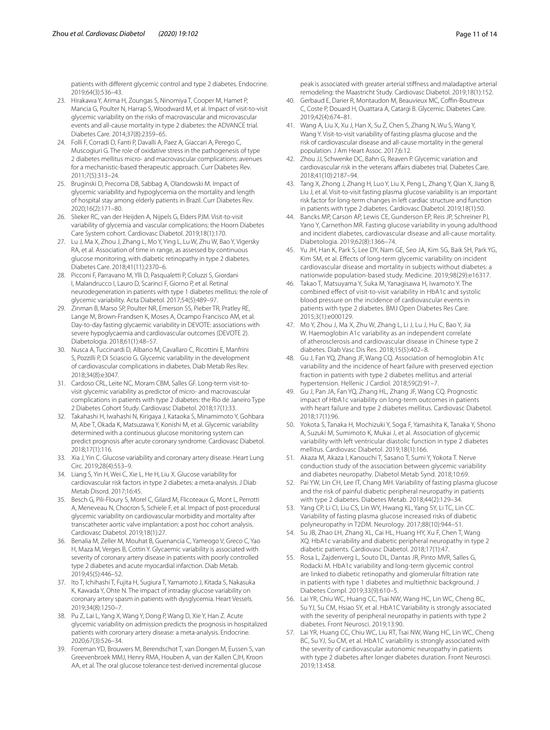patients with different glycemic control and type 2 diabetes. Endocrine. 2019;64(3):536–43.

23. Hirakawa Y, Arima H, Zoungas S, Ninomiya T, Cooper M, Hamet P, Mancia G, Poulter N, Harrap S, Woodward M, et al. Impact of visit-to-visit glycemic variability on the risks of macrovascular and microvascular events and all-cause mortality in type 2 diabetes: the ADVANCE trial. Diabetes Care. 2014;37(8):2359–65.
24. Folli F, Corradi D, Fanti P, Davalli A, Paez A, Giaccari A, Perego C, Muscogiuri G. The role of oxidative stress in the pathogenesis of type 2 diabetes mellitus micro- and macrovascular complications: avenues for a mechanistic-based therapeutic approach. Curr Diabetes Rev. 2011;7(5):313–24.
25. Bruginski D, Precoma DB, Sabbag A, Olandowski M. Impact of glycemic variability and hypoglycemia on the mortality and length of hospital stay among elderly patients in Brazil. Curr Diabetes Rev. 2020;16(2):171–80.
26. Slieker RC, van der Heijden A, Nijpels G, Elders PJM. Visit-to-visit variability of glycemia and vascular complications: the Hoorn Diabetes Care System cohort. Cardiovasc Diabetol. 2019;18(1):170.
27. Lu J, Ma X, Zhou J, Zhang L, Mo Y, Ying L, Lu W, Zhu W, Bao Y, Vigersky RA, et al. Association of time in range, as assessed by continuous glucose monitoring, with diabetic retinopathy in type 2 diabetes. Diabetes Care. 2018;41(11):2370–6.
28. Picconi F, Parravano M, Ylli D, Pasqualetti P, Coluzzi S, Giordani I, Malandrucco I, Lauro D, Scarinci F, Giorno P, et al. Retinal neurodegeneration in patients with type 1 diabetes mellitus: the role of glycemic variability. Acta Diabetol. 2017;54(5):489–97.
29. Zinman B, Marso SP, Poulter NR, Emerson SS, Pieber TR, Pratley RE, Lange M, Brown-Frandsen K, Moses A, Ocampo Francisco AM, et al. Day-to-day fasting glycaemic variability in DEVOTE: associations with severe hypoglycaemia and cardiovascular outcomes (DEVOTE 2). Diabetologia. 2018;61(1):48–57.
30. Nusca A, Tuccinardi D, Albano M, Cavallaro C, Ricottini E, Manfrini S, Pozzilli P, Di Sciascio G. Glycemic variability in the development of cardiovascular complications in diabetes. Diab Metab Res Rev. 2018;34(8):e3047.
31. Cardoso CRL, Leite NC, Moram CBM, Salles GF. Long-term visit-to-visit glycemic variability as predictor of micro- and macrovascular complications in patients with type 2 diabetes: the Rio de Janeiro Type 2 Diabetes Cohort Study. Cardiovasc Diabetol. 2018;17(1):33.
32. Takahashi H, Iwahashi N, Kirigaya J, Kataoka S, Minamimoto Y, Gohbara M, Abe T, Okada K, Matsuzawa Y, Konishi M, et al. Glycemic variability determined with a continuous glucose monitoring system can predict prognosis after acute coronary syndrome. Cardiovasc Diabetol. 2018;17(1):116.
33. Xia J, Yin C. Glucose variability and coronary artery disease. Heart Lung Circ. 2019;28(4):553–9.
34. Liang S, Yin H, Wei C, Xie L, He H, Liu X. Glucose variability for cardiovascular risk factors in type 2 diabetes: a meta-analysis. J Diab Metab Disord. 2017;16:45.
35. Besch G, Pili-Floury S, Morel C, Gilard M, Flicoteaux G, Mont L, Perrotti A, Meneveau N, Chocron S, Schiele F, et al. Impact of post-procedural glycemic variability on cardiovascular morbidity and mortality after transcatheter aortic valve implantation: a post hoc cohort analysis. Cardiovasc Diabetol. 2019;18(1):27.
36. Benalia M, Zeller M, Mouhat B, Guenancia C, Yameogo V, Greco C, Yao H, Maza M, Verges B, Cottin Y. Glycaemic variability is associated with severity of coronary artery disease in patients with poorly controlled type 2 diabetes and acute myocardial infarction. Diab Metab. 2019;45(5):446–52.
37. Ito T, Ichihashi T, Fujita H, Sugiura T, Yamamoto J, Kitada S, Nakasuka K, Kawada Y, Ohte N. The impact of intraday glucose variability on coronary artery spasm in patients with dysglycemia. Heart Vessels. 2019;34(8):1250–7.
38. Pu Z, Lai L, Yang X, Wang Y, Dong P, Wang D, Xie Y, Han Z. Acute glycemic variability on admission predicts the prognosis in hospitalized patients with coronary artery disease: a meta-analysis. Endocrine. 2020;67(3):526–34.
39. Foreman YD, Brouwers M, Berendschot T, van Dongen M, Eussen S, van Greevenbroek MMJ, Henry RMA, Houben A, van der Kallen CJH, Kroon AA, et al. The oral glucose tolerance test-derived incremental glucose peak is associated with greater arterial stiffness and maladaptive arterial remodeling: the Maastricht Study. Cardiovasc Diabetol. 2019;18(1):152.
40. Gerbaud E, Darier R, Montaudon M, Beauvieux MC, Coffin-Boutreux C, Coste P, Douard H, Ouattara A, Catargi B. Glycemic. Diabetes Care. 2019;42(4):674–81.
41. Wang A, Liu X, Xu J, Han X, Su Z, Chen S, Zhang N, Wu S, Wang Y, Wang Y. Visit-to-visit variability of fasting plasma glucose and the risk of cardiovascular disease and all-cause mortality in the general population. J Am Heart Assoc. 2017;6:12.
42. Zhou JJ, Schwenke DC, Bahn G, Reaven P. Glycemic variation and cardiovascular risk in the veterans affairs diabetes trial. Diabetes Care. 2018;41(10):2187–94.
43. Tang X, Zhong J, Zhang H, Luo Y, Liu X, Peng L, Zhang Y, Qian X, Jiang B, Liu J, et al. Visit-to-visit fasting plasma glucose variability is an important risk factor for long-term changes in left cardiac structure and function in patients with type 2 diabetes. Cardiovasc Diabetol. 2019;18(1):50.
44. Bancks MP, Carson AP, Lewis CE, Gunderson EP, Reis JP, Schreiner PJ, Yano Y, Carnethon MR. Fasting glucose variability in young adulthood and incident diabetes, cardiovascular disease and all-cause mortality. Diabetologia. 2019;62(8):1366–74.
45. Yu JH, Han K, Park S, Lee DY, Nam GE, Seo JA, Kim SG, Baik SH, Park YG, Kim SM, et al. Effects of long-term glycemic variability on incident cardiovascular disease and mortality in subjects without diabetes: a nationwide population-based study. Medicine. 2019;98(29):e16317.
46. Takao T, Matsuyama Y, Suka M, Yanagisawa H, Iwamoto Y. The combined effect of visit-to-visit variability in HbA1c and systolic blood pressure on the incidence of cardiovascular events in patients with type 2 diabetes. BMJ Open Diabetes Res Care. 2015;3(1):e000129.
47. Mo Y, Zhou J, Ma X, Zhu W, Zhang L, Li J, Lu J, Hu C, Bao Y, Jia W. Haemoglobin A1c variability as an independent correlate of atherosclerosis and cardiovascular disease in Chinese type 2 diabetes. Diab Vasc Dis Res. 2018;15(5):402–8.
48. Gu J, Fan YQ, Zhang JF, Wang CQ. Association of hemoglobin A1c variability and the incidence of heart failure with preserved ejection fraction in patients with type 2 diabetes mellitus and arterial hypertension. Hellenic J Cardiol. 2018;59(2):91–7.
49. Gu J, Pan JA, Fan YQ, Zhang HL, Zhang JF, Wang CQ. Prognostic impact of HbA1c variability on long-term outcomes in patients with heart failure and type 2 diabetes mellitus. Cardiovasc Diabetol. 2018;17(1):96.
50. Yokota S, Tanaka H, Mochizuki Y, Soga F, Yamashita K, Tanaka Y, Shono A, Suzuki M, Sumimoto K, Mukai J, et al. Association of glycemic variability with left ventricular diastolic function in type 2 diabetes mellitus. Cardiovasc Diabetol. 2019;18(1):166.
51. Akaza M, Akaza I, Kanouchi T, Sasano T, Sumi Y, Yokota T. Nerve conduction study of the association between glycemic variability and diabetes neuropathy. Diabetol Metab Synd. 2018;10:69.
52. Pai YW, Lin CH, Lee IT, Chang MH. Variability of fasting plasma glucose and the risk of painful diabetic peripheral neuropathy in patients with type 2 diabetes. Diabetes Metab. 2018;44(2):129–34.
53. Yang CP, Li CI, Liu CS, Lin WY, Hwang KL, Yang SY, Li TC, Lin CC. Variability of fasting plasma glucose increased risks of diabetic polyneuropathy in T2DM. Neurology. 2017;88(10):944–51.
54. Su JB, Zhao LH, Zhang XL, Cai HL, Huang HY, Xu F, Chen T, Wang XQ. HbA1c variability and diabetic peripheral neuropathy in type 2 diabetic patients. Cardiovasc Diabetol. 2018;17(1):47.
55. Rosa L, Zajdenverg L, Souto DL, Dantas JR, Pinto MVR, Salles G, Rodacki M. HbA1c variability and long-term glycemic control are linked to diabetic retinopathy and glomerular filtration rate in patients with type 1 diabetes and multiethnic background. J Diabetes Compl. 2019;33(9):610–5.
56. Lai YR, Chiu WC, Huang CC, Tsai NW, Wang HC, Lin WC, Cheng BC, Su YJ, Su CM, Hsiao SY, et al. HbA1C Variability is strongly associated with the severity of peripheral neuropathy in patients with type 2 diabetes. Front Neurosci. 2019;13:90.
57. Lai YR, Huang CC, Chiu WC, Liu RT, Tsai NW, Wang HC, Lin WC, Cheng BC, Su YJ, Su CM, et al. HbA1C variability is strongly associated with the severity of cardiovascular autonomic neuropathy in patients with type 2 diabetes after longer diabetes duration. Front Neurosci. 2019;13:458.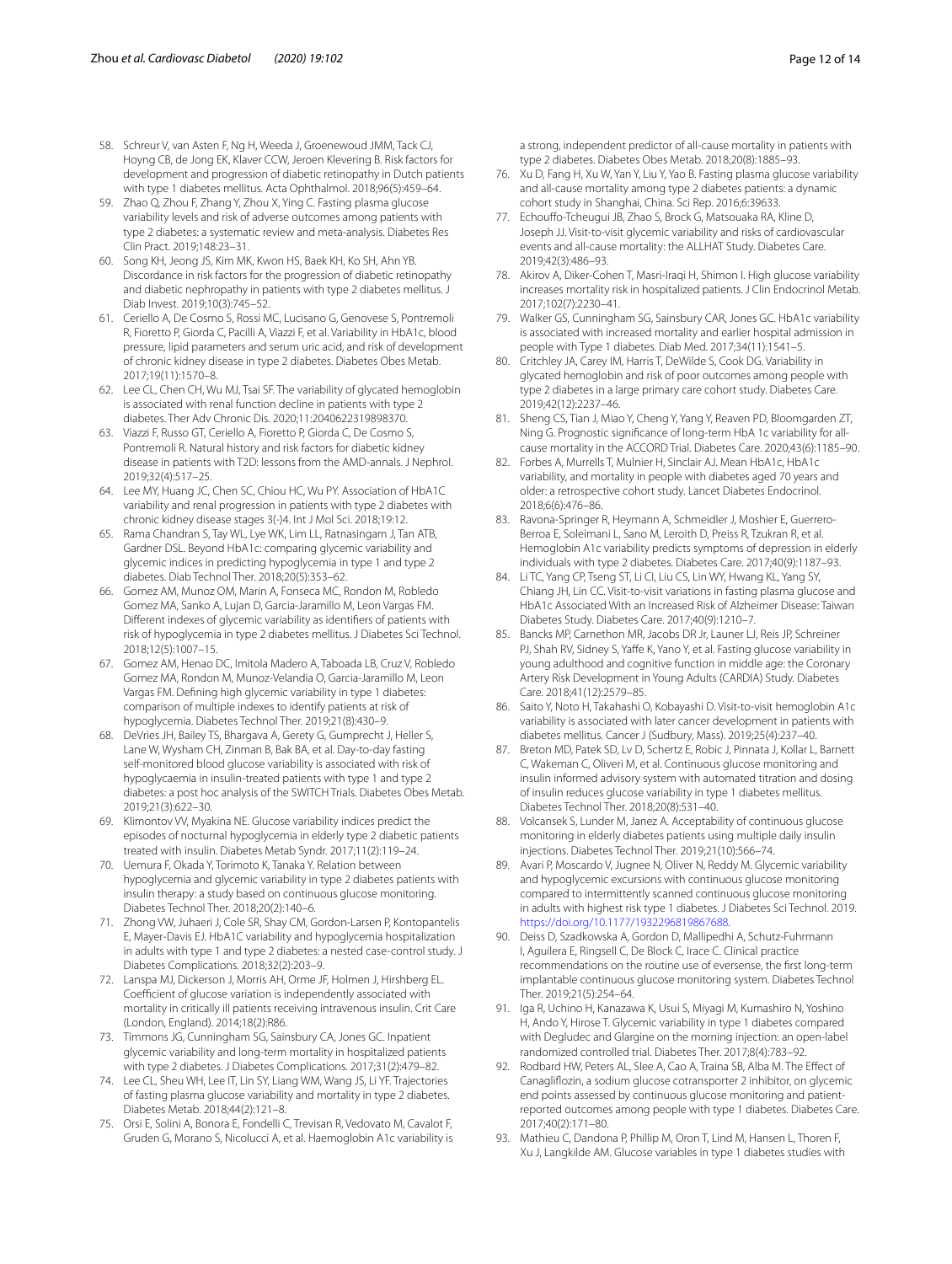58. Schreur V, van Asten F, Ng H, Weeda J, Groenewoud JMM, Tack CJ, Hoyng CB, de Jong EK, Klaver CCW, Jeroen Klevering B. Risk factors for development and progression of diabetic retinopathy in Dutch patients with type 1 diabetes mellitus. Acta Ophthalmol. 2018;96(5):459–64.
59. Zhao Q, Zhou F, Zhang Y, Zhou X, Ying C. Fasting plasma glucose variability levels and risk of adverse outcomes among patients with type 2 diabetes: a systematic review and meta-analysis. Diabetes Res Clin Pract. 2019;148:23–31.
60. Song KH, Jeong JS, Kim MK, Kwon HS, Baek KH, Ko SH, Ahn YB. Discordance in risk factors for the progression of diabetic retinopathy and diabetic nephropathy in patients with type 2 diabetes mellitus. J Diab Invest. 2019;10(3):745–52.
61. Ceriello A, De Cosmo S, Rossi MC, Lucisano G, Genovese S, Pontremoli R, Fioretto P, Giorda C, Pacilli A, Viazzi F, et al. Variability in HbA1c, blood pressure, lipid parameters and serum uric acid, and risk of development of chronic kidney disease in type 2 diabetes. Diabetes Obes Metab. 2017;19(11):1570–8.
62. Lee CL, Chen CH, Wu MJ, Tsai SF. The variability of glycated hemoglobin is associated with renal function decline in patients with type 2 diabetes. Ther Adv Chronic Dis. 2020;11:2040622319898370.
63. Viazzi F, Russo GT, Ceriello A, Fioretto P, Giorda C, De Cosmo S, Pontremoli R. Natural history and risk factors for diabetic kidney disease in patients with T2D: lessons from the AMD-annals. J Nephrol. 2019;32(4):517–25.
64. Lee MY, Huang JC, Chen SC, Chiou HC, Wu PY. Association of HbA1C variability and renal progression in patients with type 2 diabetes with chronic kidney disease stages 3(-)4. Int J Mol Sci. 2018;19:12.
65. Rama Chandran S, Tay WL, Lye WK, Lim LL, Ratnasingam J, Tan ATB, Gardner DSL. Beyond HbA1c: comparing glycemic variability and glycemic indices in predicting hypoglycemia in type 1 and type 2 diabetes. Diab Technol Ther. 2018;20(5):353–62.
66. Gomez AM, Munoz OM, Marin A, Fonseca MC, Rondon M, Robledo Gomez MA, Sanko A, Lujan D, Garcia-Jaramillo M, Leon Vargas FM. Different indexes of glycemic variability as identifiers of patients with risk of hypoglycemia in type 2 diabetes mellitus. J Diabetes Sci Technol. 2018;12(5):1007–15.
67. Gomez AM, Henao DC, Imitola Madero A, Taboada LB, Cruz V, Robledo Gomez MA, Rondon M, Munoz-Velandia O, Garcia-Jaramillo M, Leon Vargas FM. Defining high glycemic variability in type 1 diabetes: comparison of multiple indexes to identify patients at risk of hypoglycemia. Diabetes Technol Ther. 2019;21(8):430–9.
68. DeVries JH, Bailey TS, Bhargava A, Gerety G, Gumprecht J, Heller S, Lane W, Wysham CH, Zinman B, Bak BA, et al. Day-to-day fasting self-monitored blood glucose variability is associated with risk of hypoglycaemia in insulin-treated patients with type 1 and type 2 diabetes: a post hoc analysis of the SWITCH Trials. Diabetes Obes Metab. 2019;21(3):622–30.
69. Klimontov VV, Myakina NE. Glucose variability indices predict the episodes of nocturnal hypoglycemia in elderly type 2 diabetic patients treated with insulin. Diabetes Metab Syndr. 2017;11(2):119–24.
70. Uemura F, Okada Y, Torimoto K, Tanaka Y. Relation between hypoglycemia and glycemic variability in type 2 diabetes patients with insulin therapy: a study based on continuous glucose monitoring. Diabetes Technol Ther. 2018;20(2):140–6.
71. Zhong VW, Juhaeri J, Cole SR, Shay CM, Gordon-Larsen P, Kontopantelis E, Mayer-Davis EJ. HbA1C variability and hypoglycemia hospitalization in adults with type 1 and type 2 diabetes: a nested case-control study. J Diabetes Complications. 2018;32(2):203–9.
72. Lanspa MJ, Dickerson J, Morris AH, Orme JF, Holmen J, Hirshberg EL. Coefficient of glucose variation is independently associated with mortality in critically ill patients receiving intravenous insulin. Crit Care (London, England). 2014;18(2):R86.
73. Timmons JG, Cunningham SG, Sainsbury CA, Jones GC. Inpatient glycemic variability and long-term mortality in hospitalized patients with type 2 diabetes. J Diabetes Complications. 2017;31(2):479–82.
74. Lee CL, Sheu WH, Lee IT, Lin SY, Liang WM, Wang JS, Li YF. Trajectories of fasting plasma glucose variability and mortality in type 2 diabetes. Diabetes Metab. 2018;44(2):121–8.
75. Orsi E, Solini A, Bonora E, Fondelli C, Trevisan R, Vedovato M, Cavalot F, Gruden G, Morano S, Nicolucci A, et al. Haemoglobin A1c variability is a strong, independent predictor of all-cause mortality in patients with type 2 diabetes. Diabetes Obes Metab. 2018;20(8):1885–93.
76. Xu D, Fang H, Xu W, Yan Y, Liu Y, Yao B. Fasting plasma glucose variability and all-cause mortality among type 2 diabetes patients: a dynamic cohort study in Shanghai, China. Sci Rep. 2016;6:39633.
77. Echouffo-Tcheugui JB, Zhao S, Brock G, Matsouaka RA, Kline D, Joseph JJ. Visit-to-visit glycemic variability and risks of cardiovascular events and all-cause mortality: the ALLHAT Study. Diabetes Care. 2019;42(3):486–93.
78. Akirov A, Diker-Cohen T, Masri-Iraqi H, Shimon I. High glucose variability increases mortality risk in hospitalized patients. J Clin Endocrinol Metab. 2017;102(7):2230–41.
79. Walker GS, Cunningham SG, Sainsbury CAR, Jones GC. HbA1c variability is associated with increased mortality and earlier hospital admission in people with Type 1 diabetes. Diab Med. 2017;34(11):1541–5.
80. Critchley JA, Carey IM, Harris T, DeWilde S, Cook DG. Variability in glycated hemoglobin and risk of poor outcomes among people with type 2 diabetes in a large primary care cohort study. Diabetes Care. 2019;42(12):2237–46.
81. Sheng CS, Tian J, Miao Y, Cheng Y, Yang Y, Reaven PD, Bloomgarden ZT, Ning G. Prognostic significance of long-term HbA 1c variability for all-cause mortality in the ACCORD Trial. Diabetes Care. 2020;43(6):1185–90.
82. Forbes A, Murrells T, Mulnier H, Sinclair AJ. Mean HbA1c, HbA1c variability, and mortality in people with diabetes aged 70 years and older: a retrospective cohort study. Lancet Diabetes Endocrinol. 2018;6(6):476–86.
83. Ravona-Springer R, Heymann A, Schmeidler J, Moshier E, Guerrero-Berroa E, Soleimani L, Sano M, Leroith D, Preiss R, Tzukran R, et al. Hemoglobin A1c variability predicts symptoms of depression in elderly individuals with type 2 diabetes. Diabetes Care. 2017;40(9):1187–93.
84. Li TC, Yang CP, Tseng ST, Li CI, Liu CS, Lin WY, Hwang KL, Yang SY, Chiang JH, Lin CC. Visit-to-visit variations in fasting plasma glucose and HbA1c Associated With an Increased Risk of Alzheimer Disease: Taiwan Diabetes Study. Diabetes Care. 2017;40(9):1210–7.
85. Bancks MP, Carnethon MR, Jacobs DR Jr, Launer LJ, Reis JP, Schreiner PJ, Shah RV, Sidney S, Yaffe K, Yano Y, et al. Fasting glucose variability in young adulthood and cognitive function in middle age: the Coronary Artery Risk Development in Young Adults (CARDIA) Study. Diabetes Care. 2018;41(12):2579–85.
86. Saito Y, Noto H, Takahashi O, Kobayashi D. Visit-to-visit hemoglobin A1c variability is associated with later cancer development in patients with diabetes mellitus. Cancer J (Sudbury, Mass). 2019;25(4):237–40.
87. Breton MD, Patek SD, Lv D, Schertz E, Robic J, Pinnata J, Kollar L, Barnett C, Wakeman C, Oliveri M, et al. Continuous glucose monitoring and insulin informed advisory system with automated titration and dosing of insulin reduces glucose variability in type 1 diabetes mellitus. Diabetes Technol Ther. 2018;20(8):531–40.
88. Volcansek S, Lunder M, Janez A. Acceptability of continuous glucose monitoring in elderly diabetes patients using multiple daily insulin injections. Diabetes Technol Ther. 2019;21(10):566–74.
89. Avari P, Moscardo V, Jugnee N, Oliver N, Reddy M. Glycemic variability and hypoglycemic excursions with continuous glucose monitoring compared to intermittently scanned continuous glucose monitoring in adults with highest risk type 1 diabetes. J Diabetes Sci Technol. 2019. https://doi.org/10.1177/1932296819867688.
90. Deiss D, Szadkowska A, Gordon D, Mallipedhi A, Schutz-Fuhrmann I, Aguilera E, Ringsell C, De Block C, Irace C. Clinical practice recommendations on the routine use of eversense, the first long-term implantable continuous glucose monitoring system. Diabetes Technol Ther. 2019;21(5):254–64.
91. Iga R, Uchino H, Kanazawa K, Usui S, Miyagi M, Kumashiro N, Yoshino H, Ando Y, Hirose T. Glycemic variability in type 1 diabetes compared with Degludec and Glargine on the morning injection: an open-label randomized controlled trial. Diabetes Ther. 2017;8(4):783–92.
92. Rodbard HW, Peters AL, Slee A, Cao A, Traina SB, Alba M. The Effect of Canagliflozin, a sodium glucose cotransporter 2 inhibitor, on glycemic end points assessed by continuous glucose monitoring and patient-reported outcomes among people with type 1 diabetes. Diabetes Care. 2017;40(2):171–80.
93. Mathieu C, Dandona P, Phillip M, Oron T, Lind M, Hansen L, Thoren F, Xu J, Langkilde AM. Glucose variables in type 1 diabetes studies with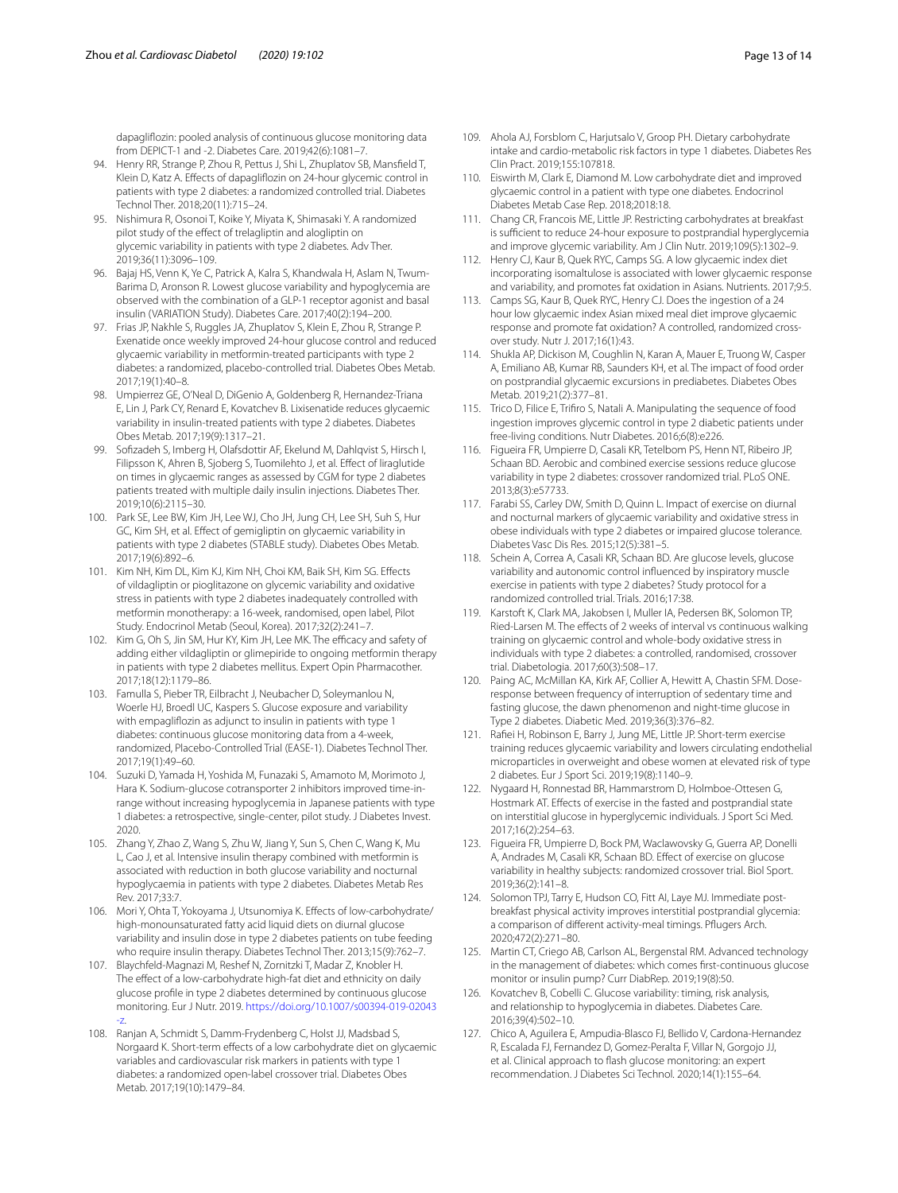dapagliflozin: pooled analysis of continuous glucose monitoring data from DEPICT-1 and -2. Diabetes Care. 2019;42(6):1081–7.

94. Henry RR, Strange P, Zhou R, Pettus J, Shi L, Zhuplatov SB, Mansfield T, Klein D, Katz A. Effects of dapagliflozin on 24-hour glycemic control in patients with type 2 diabetes: a randomized controlled trial. Diabetes Technol Ther. 2018;20(11):715–24.
95. Nishimura R, Osonoi T, Koike Y, Miyata K, Shimasaki Y. A randomized pilot study of the effect of trelagliptin and alogliptin on glycemic variability in patients with type 2 diabetes. Adv Ther. 2019;36(11):3096–109.
96. Bajaj HS, Venn K, Ye C, Patrick A, Kalra S, Khandwala H, Aslam N, Twum-Barima D, Aronson R. Lowest glucose variability and hypoglycemia are observed with the combination of a GLP-1 receptor agonist and basal insulin (VARIATION Study). Diabetes Care. 2017;40(2):194–200.
97. Frias JP, Nakhle S, Ruggles JA, Zhuplatov S, Klein E, Zhou R, Strange P. Exenatide once weekly improved 24-hour glucose control and reduced glycaemic variability in metformin-treated participants with type 2 diabetes: a randomized, placebo-controlled trial. Diabetes Obes Metab. 2017;19(1):40–8.
98. Umpierrez GE, O'Neal D, DiGenio A, Goldenberg R, Hernandez-Triana E, Lin J, Park CY, Renard E, Kovatchev B. Lixisenatide reduces glycaemic variability in insulin-treated patients with type 2 diabetes. Diabetes Obes Metab. 2017;19(9):1317–21.
99. Sofizadeh S, Imberg H, Olafsdottir AF, Ekelund M, Dahlqvist S, Hirsch I, Filipsson K, Ahren B, Sjoberg S, Tuomilehto J, et al. Effect of liraglutide on times in glycaemic ranges as assessed by CGM for type 2 diabetes patients treated with multiple daily insulin injections. Diabetes Ther. 2019;10(6):2115–30.
100. Park SE, Lee BW, Kim JH, Lee WJ, Cho JH, Jung CH, Lee SH, Suh S, Hur GC, Kim SH, et al. Effect of gemigliptin on glycaemic variability in patients with type 2 diabetes (STABLE study). Diabetes Obes Metab. 2017;19(6):892–6.
101. Kim NH, Kim DL, Kim KJ, Kim NH, Choi KM, Baik SH, Kim SG. Effects of vildagliptin or pioglitazone on glycemic variability and oxidative stress in patients with type 2 diabetes inadequately controlled with metformin monotherapy: a 16-week, randomised, open label, Pilot Study. Endocrinol Metab (Seoul, Korea). 2017;32(2):241–7.
102. Kim G, Oh S, Jin SM, Hur KY, Kim JH, Lee MK. The efficacy and safety of adding either vildagliptin or glimepiride to ongoing metformin therapy in patients with type 2 diabetes mellitus. Expert Opin Pharmacother. 2017;18(12):1179–86.
103. Famulla S, Pieber TR, Eilbracht J, Neubacher D, Soleymanlou N, Woerle HJ, Broedl UC, Kaspers S. Glucose exposure and variability with empagliflozin as adjunct to insulin in patients with type 1 diabetes: continuous glucose monitoring data from a 4-week, randomized, Placebo-Controlled Trial (EASE-1). Diabetes Technol Ther. 2017;19(1):49–60.
104. Suzuki D, Yamada H, Yoshida M, Funazaki S, Amamoto M, Morimoto J, Hara K. Sodium-glucose cotransporter 2 inhibitors improved time-in-range without increasing hypoglycemia in Japanese patients with type 1 diabetes: a retrospective, single-center, pilot study. J Diabetes Invest. 2020.
105. Zhang Y, Zhao Z, Wang S, Zhu W, Jiang Y, Sun S, Chen C, Wang K, Mu L, Cao J, et al. Intensive insulin therapy combined with metformin is associated with reduction in both glucose variability and nocturnal hypoglycaemia in patients with type 2 diabetes. Diabetes Metab Res Rev. 2017;33:7.
106. Mori Y, Ohta T, Yokoyama J, Utsunomiya K. Effects of low-carbohydrate/high-monounsaturated fatty acid liquid diets on diurnal glucose variability and insulin dose in type 2 diabetes patients on tube feeding who require insulin therapy. Diabetes Technol Ther. 2013;15(9):762–7.
107. Blaychfeld-Magnazi M, Reshef N, Zornitzki T, Madar Z, Knobler H. The effect of a low-carbohydrate high-fat diet and ethnicity on daily glucose profile in type 2 diabetes determined by continuous glucose monitoring. Eur J Nutr. 2019. https://doi.org/10.1007/s00394-019-02043-z.
108. Ranjan A, Schmidt S, Damm-Frydenberg C, Holst JJ, Madsbad S, Norgaard K. Short-term effects of a low carbohydrate diet on glycaemic variables and cardiovascular risk markers in patients with type 1 diabetes: a randomized open-label crossover trial. Diabetes Obes Metab. 2017;19(10):1479–84.
109. Ahola AJ, Forsblom C, Harjutsalo V, Groop PH. Dietary carbohydrate intake and cardio-metabolic risk factors in type 1 diabetes. Diabetes Res Clin Pract. 2019;155:107818.
110. Eiswirth M, Clark E, Diamond M. Low carbohydrate diet and improved glycaemic control in a patient with type one diabetes. Endocrinol Diabetes Metab Case Rep. 2018;2018:18.
111. Chang CR, Francois ME, Little JP. Restricting carbohydrates at breakfast is sufficient to reduce 24-hour exposure to postprandial hyperglycemia and improve glycemic variability. Am J Clin Nutr. 2019;109(5):1302–9.
112. Henry CJ, Kaur B, Quek RYC, Camps SG. A low glycaemic index diet incorporating isomaltulose is associated with lower glycaemic response and variability, and promotes fat oxidation in Asians. Nutrients. 2017;9:5.
113. Camps SG, Kaur B, Quek RYC, Henry CJ. Does the ingestion of a 24 hour low glycaemic index Asian mixed meal diet improve glycaemic response and promote fat oxidation? A controlled, randomized cross-over study. Nutr J. 2017;16(1):43.
114. Shukla AP, Dickison M, Coughlin N, Karan A, Mauer E, Truong W, Casper A, Emiliano AB, Kumar RB, Saunders KH, et al. The impact of food order on postprandial glycaemic excursions in prediabetes. Diabetes Obes Metab. 2019;21(2):377–81.
115. Trico D, Filice E, Trifiro S, Natali A. Manipulating the sequence of food ingestion improves glycemic control in type 2 diabetic patients under free-living conditions. Nutr Diabetes. 2016;6(8):e226.
116. Figueira FR, Umpierre D, Casali KR, Tetelbom PS, Henn NT, Ribeiro JP, Schaan BD. Aerobic and combined exercise sessions reduce glucose variability in type 2 diabetes: crossover randomized trial. PLoS ONE. 2013;8(3):e57733.
117. Farabi SS, Carley DW, Smith D, Quinn L. Impact of exercise on diurnal and nocturnal markers of glycaemic variability and oxidative stress in obese individuals with type 2 diabetes or impaired glucose tolerance. Diabetes Vasc Dis Res. 2015;12(5):381–5.
118. Schein A, Correa A, Casali KR, Schaan BD. Are glucose levels, glucose variability and autonomic control influenced by inspiratory muscle exercise in patients with type 2 diabetes? Study protocol for a randomized controlled trial. Trials. 2016;17:38.
119. Karstoft K, Clark MA, Jakobsen I, Muller IA, Pedersen BK, Solomon TP, Ried-Larsen M. The effects of 2 weeks of interval vs continuous walking training on glycaemic control and whole-body oxidative stress in individuals with type 2 diabetes: a controlled, randomised, crossover trial. Diabetologia. 2017;60(3):508–17.
120. Paing AC, McMillan KA, Kirk AF, Collier A, Hewitt A, Chastin SFM. Dose-response between frequency of interruption of sedentary time and fasting glucose, the dawn phenomenon and night-time glucose in Type 2 diabetes. Diabetic Med. 2019;36(3):376–82.
121. Rafiei H, Robinson E, Barry J, Jung ME, Little JP. Short-term exercise training reduces glycaemic variability and lowers circulating endothelial microparticles in overweight and obese women at elevated risk of type 2 diabetes. Eur J Sport Sci. 2019;19(8):1140–9.
122. Nygaard H, Ronnestad BR, Hammarstrom D, Holmboe-Ottesen G, Hostmark AT. Effects of exercise in the fasted and postprandial state on interstitial glucose in hyperglycemic individuals. J Sport Sci Med. 2017;16(2):254–63.
123. Figueira FR, Umpierre D, Bock PM, Waclawovsky G, Guerra AP, Donelli A, Andrades M, Casali KR, Schaan BD. Effect of exercise on glucose variability in healthy subjects: randomized crossover trial. Biol Sport. 2019;36(2):141–8.
124. Solomon TPJ, Tarry E, Hudson CO, Fitt AI, Laye MJ. Immediate post-breakfast physical activity improves interstitial postprandial glycemia: a comparison of different activity-meal timings. Pflugers Arch. 2020;472(2):271–80.
125. Martin CT, Criego AB, Carlson AL, Bergenstal RM. Advanced technology in the management of diabetes: which comes first-continuous glucose monitor or insulin pump? Curr DiabRep. 2019;19(8):50.
126. Kovatchev B, Cobelli C. Glucose variability: timing, risk analysis, and relationship to hypoglycemia in diabetes. Diabetes Care. 2016;39(4):502–10.
127. Chico A, Aguilera E, Ampudia-Blasco FJ, Bellido V, Cardona-Hernandez R, Escalada FJ, Fernandez D, Gomez-Peralta F, Villar N, Gorgojo JJ, et al. Clinical approach to flash glucose monitoring: an expert recommendation. J Diabetes Sci Technol. 2020;14(1):155–64.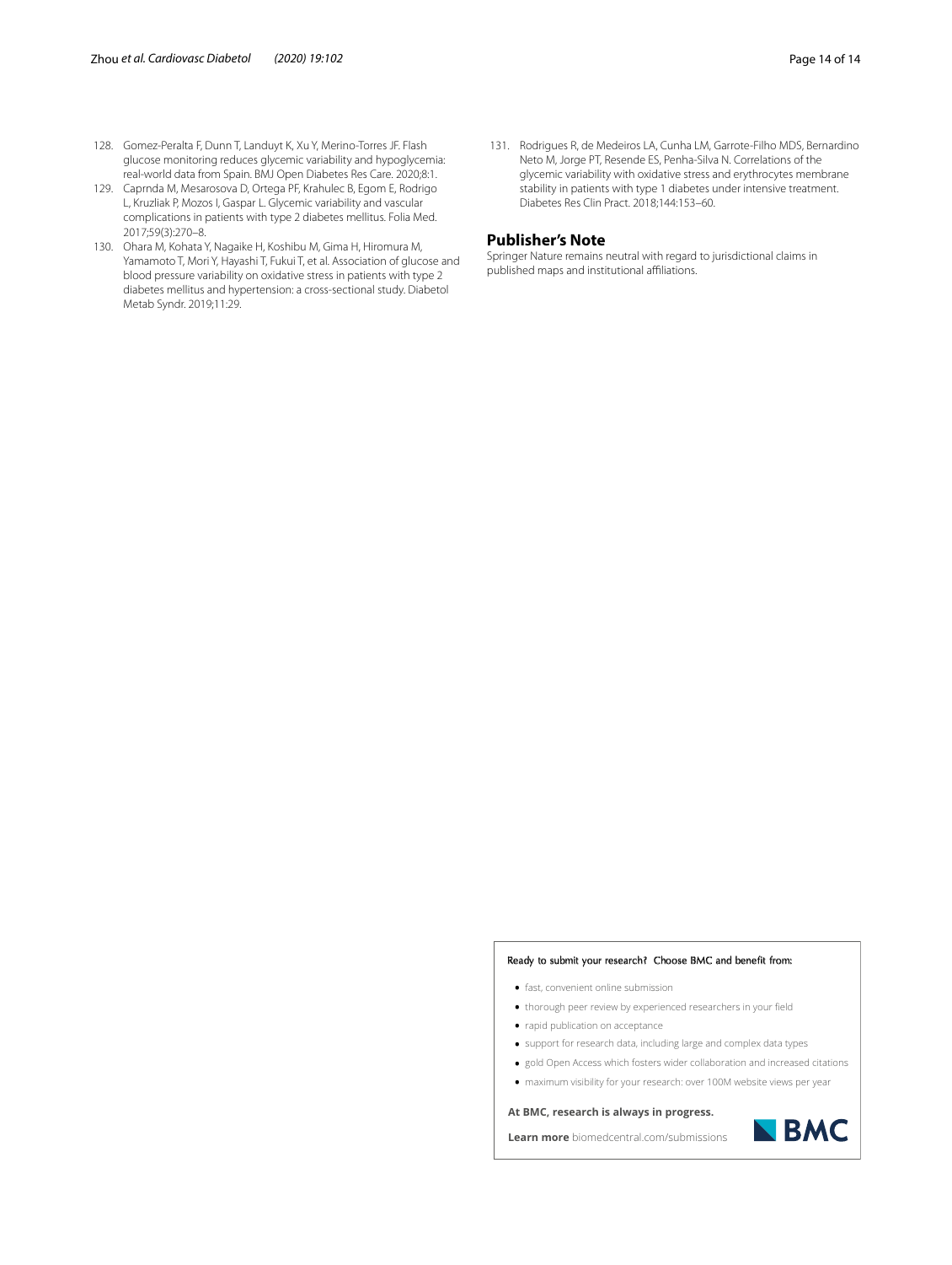128. Gomez-Peralta F, Dunn T, Landuyt K, Xu Y, Merino-Torres JF. Flash glucose monitoring reduces glycemic variability and hypoglycemia: real-world data from Spain. BMJ Open Diabetes Res Care. 2020;8:1.
129. Caprnda M, Mesarosova D, Ortega PF, Krahulec B, Egom E, Rodrigo L, Kruzliak P, Mozos I, Gaspar L. Glycemic variability and vascular complications in patients with type 2 diabetes mellitus. Folia Med. 2017;59(3):270–8.
130. Ohara M, Kohata Y, Nagaike H, Koshibu M, Gima H, Hiromura M, Yamamoto T, Mori Y, Hayashi T, Fukui T, et al. Association of glucose and blood pressure variability on oxidative stress in patients with type 2 diabetes mellitus and hypertension: a cross-sectional study. Diabetol Metab Syndr. 2019;11:29.
131. Rodrigues R, de Medeiros LA, Cunha LM, Garrote-Filho MDS, Bernardino Neto M, Jorge PT, Resende ES, Penha-Silva N. Correlations of the glycemic variability with oxidative stress and erythrocytes membrane stability in patients with type 1 diabetes under intensive treatment. Diabetes Res Clin Pract. 2018;144:153–60.

## Publisher's Note

Springer Nature remains neutral with regard to jurisdictional claims in published maps and institutional affiliations.

Ready to submit your research? Choose BMC and benefit from:

- fast, convenient online submission
- thorough peer review by experienced researchers in your field
- rapid publication on acceptance
- support for research data, including large and complex data types
- gold Open Access which fosters wider collaboration and increased citations
- maximum visibility for your research: over 100M website views per year

**At BMC, research is always in progress.**

**Learn more** biomedcentral.com/submissions

BMC